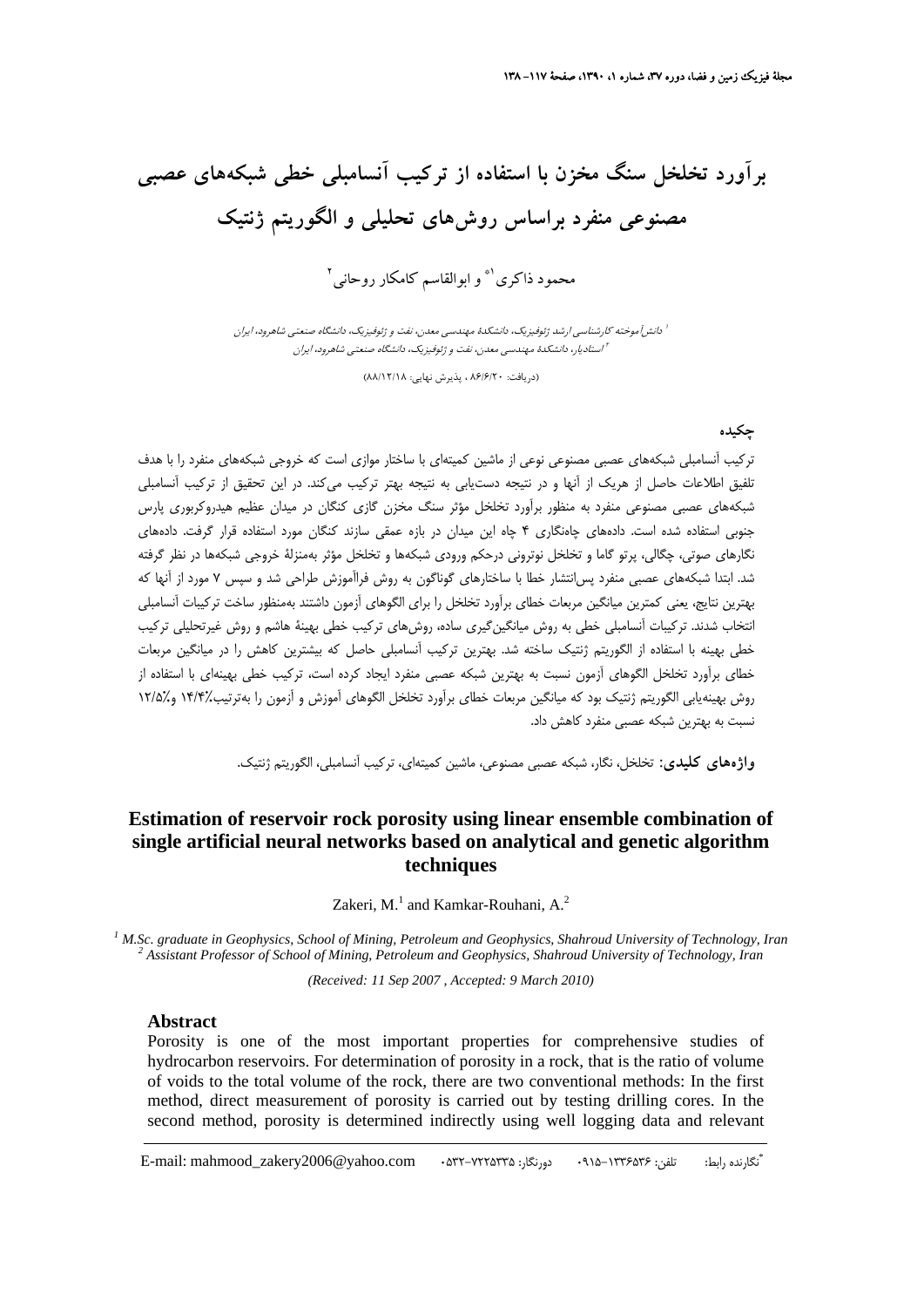# برآورد تخلخل سنگ مخزن با استفاده از ترکیب آنسامبلی خطی شبکه‌های عصبی مصنوعی منفرد براساس روش‌های تحلیلی و الگوریتم ژنتیک

محمود ذاکری[1]* و ابوالقاسم کامکار روحانی[2]

[1] دانش‌آموخته کارشناسی ارشد ژئوفیزیک، دانشکدهٔ مهندسی معدن، نفت و ژئوفیزیک، دانشگاه صنعتی شاهرود، ایران
[2] استادیار، دانشکدهٔ مهندسی معدن، نفت و ژئوفیزیک، دانشگاه صنعتی شاهرود، ایران

(دریافت: ۸۶/۶/۲۰ ، پذیرش نهایی: ۸۸/۱۲/۱۸)

## چکیده

ترکیب آنسامبلی شبکه‌های عصبی مصنوعی نوعی از ماشین کمیته‌ای با ساختار موازی است که خروجی شبکه‌های منفرد را با هدف تلفیق اطلاعات حاصل از هریک از آنها و در نتیجه دست‌یابی به نتیجه بهتر ترکیب می‌کند. در این تحقیق از ترکیب آنسامبلی شبکه‌های عصبی مصنوعی منفرد به منظور برآورد تخلخل مؤثر سنگ مخزن گازی کنگان در میدان عظیم هیدروکربوری پارس جنوبی استفاده شده است. داده‌های چاه‌نگاری ۴ چاه این میدان در بازه عمقی سازند کنگان مورد استفاده قرار گرفت. داده‌های نگارهای صوتی، چگالی، پرتو گاما و تخلخل نوترونی درحکم ورودی شبکه‌ها و تخلخل مؤثر به‌منزلهٔ خروجی شبکه‌ها در نظر گرفته شد. ابتدا شبکه‌های عصبی منفرد پس‌انتشار خطا با ساختارهای گوناگون به روش فراآموزش طراحی شد و سپس ۷ مورد از آنها که بهترین نتایج، یعنی کمترین میانگین مربعات خطای برآورد تخلخل را برای الگوهای آزمون داشتند به‌منظور ساخت ترکیبات آنسامبلی انتخاب شدند. ترکیبات آنسامبلی خطی به روش میانگین‌گیری ساده، روش‌های ترکیب خطی بهینهٔ هاشم و روش غیرتحلیلی ترکیب خطی بهینه با استفاده از الگوریتم ژنتیک ساخته شد. بهترین ترکیب آنسامبلی حاصل که بیشترین کاهش را در میانگین مربعات خطای برآورد تخلخل الگوهای آزمون نسبت به بهترین شبکه عصبی منفرد ایجاد کرده است، ترکیب خطی بهینه‌ای با استفاده از روش بهینه‌یابی الگوریتم ژنتیک بود که میانگین مربعات خطای برآورد تخلخل الگوهای آموزش و آزمون را به‌ترتیب ۱۴/۴٪ و ۱۲/۵٪ نسبت به بهترین شبکه عصبی منفرد کاهش داد.

**واژه‌های کلیدی:** تخلخل، نگار، شبکه عصبی مصنوعی، ماشین کمیته‌ای، ترکیب آنسامبلی، الگوریتم ژنتیک.

# Estimation of reservoir rock porosity using linear ensemble combination of single artificial neural networks based on analytical and genetic algorithm techniques

Zakeri, M.[1] and Kamkar-Rouhani, A.[2]

[1] M.Sc. graduate in Geophysics, School of Mining, Petroleum and Geophysics, Shahroud University of Technology, Iran
[2] Assistant Professor of School of Mining, Petroleum and Geophysics, Shahroud University of Technology, Iran

*(Received: 11 Sep 2007 , Accepted: 9 March 2010)*

## Abstract

Porosity is one of the most important properties for comprehensive studies of hydrocarbon reservoirs. For determination of porosity in a rock, that is the ratio of volume of voids to the total volume of the rock, there are two conventional methods: In the first method, direct measurement of porosity is carried out by testing drilling cores. In the second method, porosity is determined indirectly using well logging data and relevant

*نگارنده رابط: تلفن: ۰۹۱۵-۱۳۳۶۵۳۶ دورنگار: ۰۵۳۲-۷۲۲۵۳۳۵ E-mail: mahmood_zakery2006@yahoo.com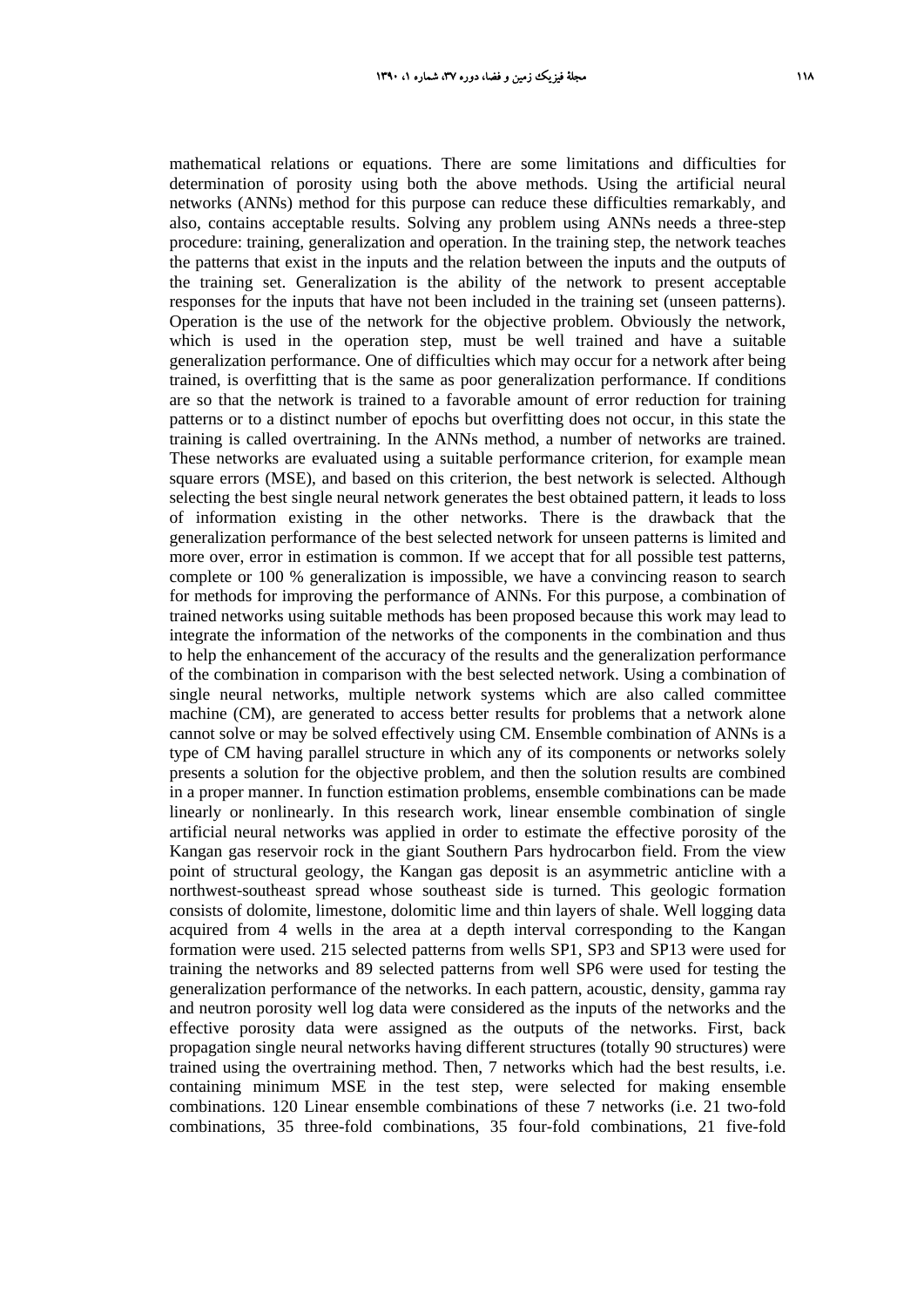mathematical relations or equations. There are some limitations and difficulties for determination of porosity using both the above methods. Using the artificial neural networks (ANNs) method for this purpose can reduce these difficulties remarkably, and also, contains acceptable results. Solving any problem using ANNs needs a three-step procedure: training, generalization and operation. In the training step, the network teaches the patterns that exist in the inputs and the relation between the inputs and the outputs of the training set. Generalization is the ability of the network to present acceptable responses for the inputs that have not been included in the training set (unseen patterns). Operation is the use of the network for the objective problem. Obviously the network, which is used in the operation step, must be well trained and have a suitable generalization performance. One of difficulties which may occur for a network after being trained, is overfitting that is the same as poor generalization performance. If conditions are so that the network is trained to a favorable amount of error reduction for training patterns or to a distinct number of epochs but overfitting does not occur, in this state the training is called overtraining. In the ANNs method, a number of networks are trained. These networks are evaluated using a suitable performance criterion, for example mean square errors (MSE), and based on this criterion, the best network is selected. Although selecting the best single neural network generates the best obtained pattern, it leads to loss of information existing in the other networks. There is the drawback that the generalization performance of the best selected network for unseen patterns is limited and more over, error in estimation is common. If we accept that for all possible test patterns, complete or 100 % generalization is impossible, we have a convincing reason to search for methods for improving the performance of ANNs. For this purpose, a combination of trained networks using suitable methods has been proposed because this work may lead to integrate the information of the networks of the components in the combination and thus to help the enhancement of the accuracy of the results and the generalization performance of the combination in comparison with the best selected network. Using a combination of single neural networks, multiple network systems which are also called committee machine (CM), are generated to access better results for problems that a network alone cannot solve or may be solved effectively using CM. Ensemble combination of ANNs is a type of CM having parallel structure in which any of its components or networks solely presents a solution for the objective problem, and then the solution results are combined in a proper manner. In function estimation problems, ensemble combinations can be made linearly or nonlinearly. In this research work, linear ensemble combination of single artificial neural networks was applied in order to estimate the effective porosity of the Kangan gas reservoir rock in the giant Southern Pars hydrocarbon field. From the view point of structural geology, the Kangan gas deposit is an asymmetric anticline with a northwest-southeast spread whose southeast side is turned. This geologic formation consists of dolomite, limestone, dolomitic lime and thin layers of shale. Well logging data acquired from 4 wells in the area at a depth interval corresponding to the Kangan formation were used. 215 selected patterns from wells SP1, SP3 and SP13 were used for training the networks and 89 selected patterns from well SP6 were used for testing the generalization performance of the networks. In each pattern, acoustic, density, gamma ray and neutron porosity well log data were considered as the inputs of the networks and the effective porosity data were assigned as the outputs of the networks. First, back propagation single neural networks having different structures (totally 90 structures) were trained using the overtraining method. Then, 7 networks which had the best results, i.e. containing minimum MSE in the test step, were selected for making ensemble combinations. 120 Linear ensemble combinations of these 7 networks (i.e. 21 two-fold combinations, 35 three-fold combinations, 35 four-fold combinations, 21 five-fold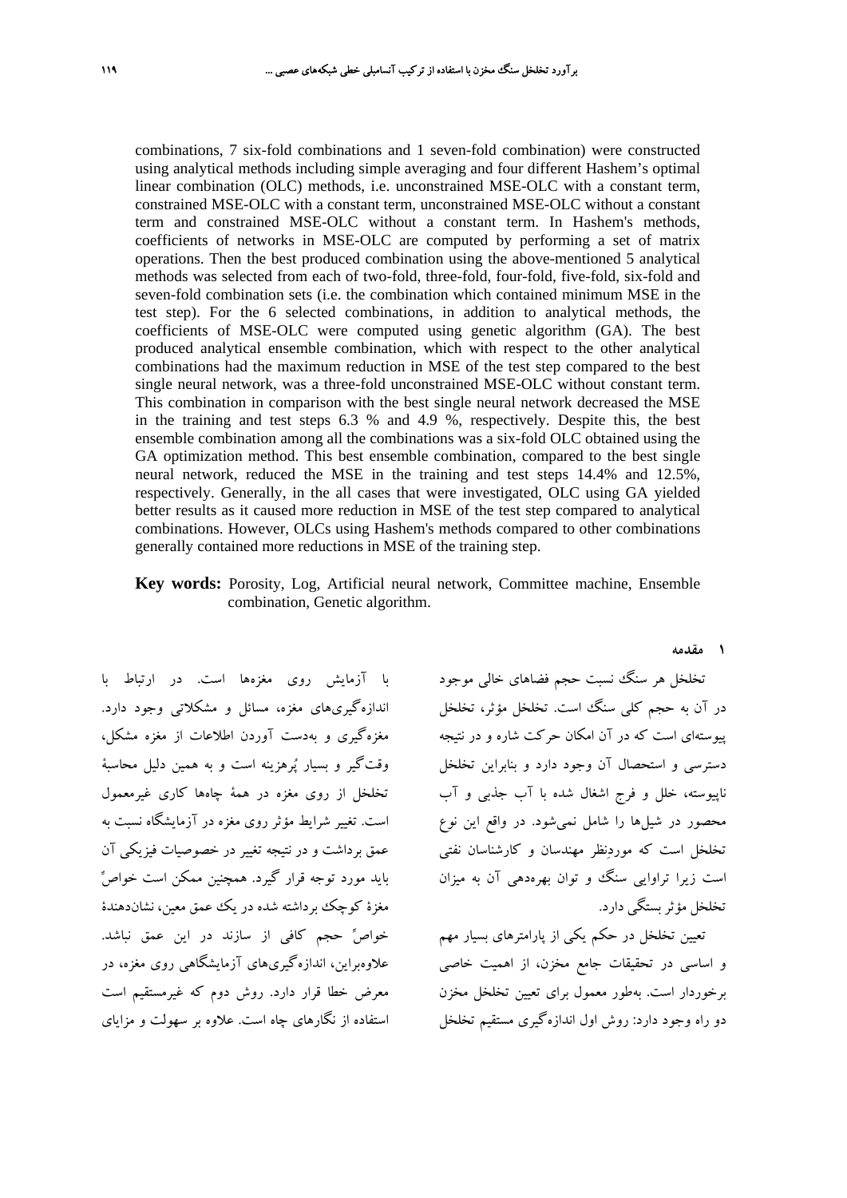combinations, 7 six-fold combinations and 1 seven-fold combination) were constructed using analytical methods including simple averaging and four different Hashem's optimal linear combination (OLC) methods, i.e. unconstrained MSE-OLC with a constant term, constrained MSE-OLC with a constant term, unconstrained MSE-OLC without a constant term and constrained MSE-OLC without a constant term. In Hashem's methods, coefficients of networks in MSE-OLC are computed by performing a set of matrix operations. Then the best produced combination using the above-mentioned 5 analytical methods was selected from each of two-fold, three-fold, four-fold, five-fold, six-fold and seven-fold combination sets (i.e. the combination which contained minimum MSE in the test step). For the 6 selected combinations, in addition to analytical methods, the coefficients of MSE-OLC were computed using genetic algorithm (GA). The best produced analytical ensemble combination, which with respect to the other analytical combinations had the maximum reduction in MSE of the test step compared to the best single neural network, was a three-fold unconstrained MSE-OLC without constant term. This combination in comparison with the best single neural network decreased the MSE in the training and test steps 6.3 % and 4.9 %, respectively. Despite this, the best ensemble combination among all the combinations was a six-fold OLC obtained using the GA optimization method. This best ensemble combination, compared to the best single neural network, reduced the MSE in the training and test steps 14.4% and 12.5%, respectively. Generally, in the all cases that were investigated, OLC using GA yielded better results as it caused more reduction in MSE of the test step compared to analytical combinations. However, OLCs using Hashem's methods compared to other combinations generally contained more reductions in MSE of the training step.

**Key words:** Porosity, Log, Artificial neural network, Committee machine, Ensemble combination, Genetic algorithm.

## ۱ مقدمه

تخلخل هر سنگ نسبت حجم فضاهای خالی موجود در آن به حجم کلی سنگ است. تخلخل مؤثر، تخلخل پیوسته‌ای است که در آن امکان حرکت شاره و در نتیجه دسترسی و استحصال آن وجود دارد و بنابراین تخلخل ناپیوسته، خلل و فرج اشغال شده با آب جذبی و آب محصور در شیل‌ها را شامل نمی‌شود. در واقع این نوع تخلخل است که موردِنظر مهندسان و کارشناسان نفتی است زیرا تراوایی سنگ و توان بهره‌دهی آن به میزان تخلخل مؤثر بستگی دارد.

تعیین تخلخل در حکم یکی از پارامترهای بسیار مهم و اساسی در تحقیقات جامع مخزن، از اهمیت خاصی برخوردار است. به‌طور معمول برای تعیین تخلخل مخزن دو راه وجود دارد: روش اول اندازه‌گیری مستقیم تخلخل با آزمایش روی مغزه‌ها است. در ارتباط با اندازه‌گیری‌های مغزه، مسائل و مشکلاتی وجود دارد. مغزه‌گیری و به‌دست آوردن اطلاعات از مغزه مشکل، وقت‌گیر و بسیار پُرهزینه است و به همین دلیل محاسبهٔ تخلخل از روی مغزه در همهٔ چاه‌ها کاری غیرمعمول است. تغییر شرایط مؤثر روی مغزه در آزمایشگاه نسبت به عمق برداشت و در نتیجه تغییر در خصوصیات فیزیکی آن باید مورد توجه قرار گیرد. همچنین ممکن است خواصِّ مغزهٔ کوچک برداشته شده در یک عمق معین، نشان‌دهندهٔ خواصِّ حجم کافی از سازند در این عمق نباشد. علاوه‌براین، اندازه‌گیری‌های آزمایشگاهی روی مغزه، در معرض خطا قرار دارد. روش دوم که غیرمستقیم است استفاده از نگارهای چاه است. علاوه بر سهولت و مزایای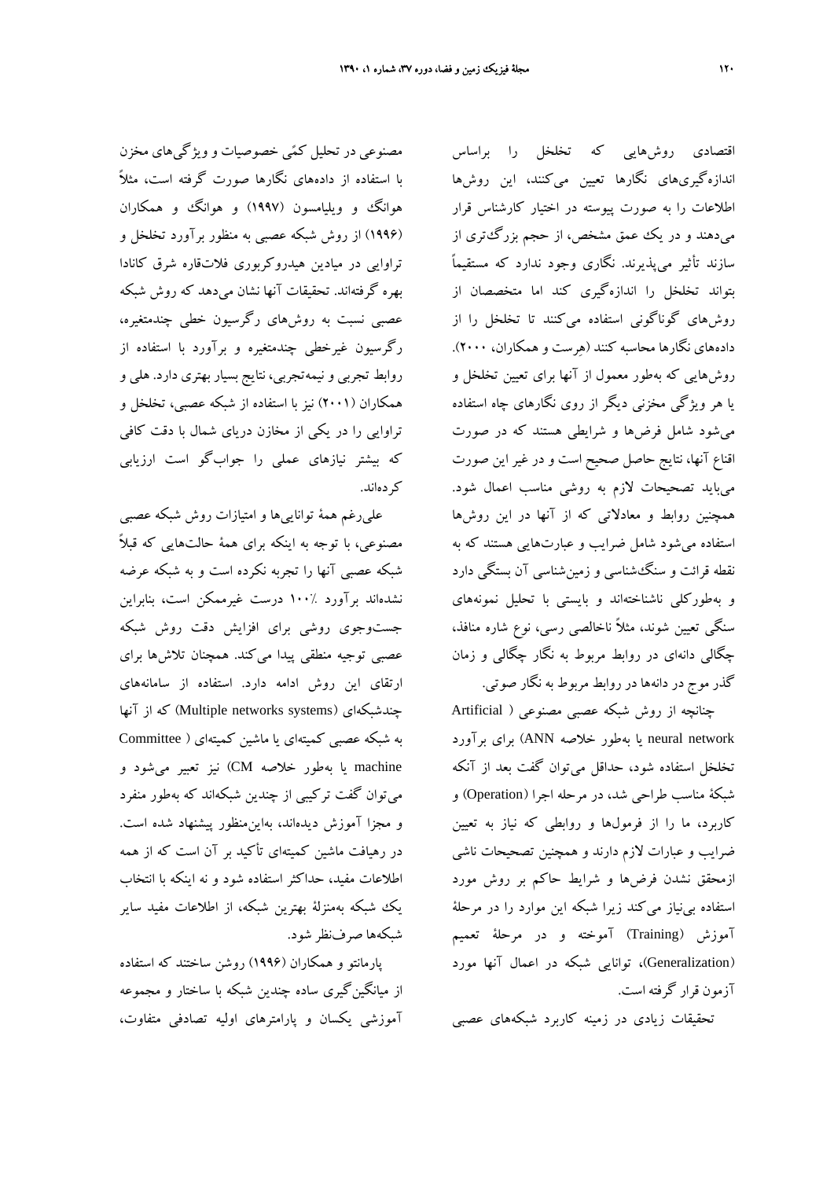اقتصادی روش‌هایی که تخلخل را براساس اندازه‌گیری‌های نگارها تعیین می‌کنند، این روش‌ها اطلاعات را به صورت پیوسته در اختیار کارشناس قرار می‌دهند و در یک عمق مشخص، از حجم بزرگ‌تری از سازند تأثیر می‌پذیرند. نگاری وجود ندارد که مستقیماً بتواند تخلخل را اندازه‌گیری کند اما متخصصان از روش‌های گوناگونی استفاده می‌کنند تا تخلخل را از داده‌های نگارها محاسبه کنند (هِرست و همکاران، ۲۰۰۰). روش‌هایی که به‌طور معمول از آنها برای تعیین تخلخل و یا هر ویژگی مخزنی دیگر از روی نگارهای چاه استفاده می‌شود شامل فرض‌ها و شرایطی هستند که در صورت اقناع آنها، نتایج حاصل صحیح است و در غیر این صورت می‌باید تصحیحات لازم به روشی مناسب اعمال شود. همچنین روابط و معادلاتی که از آنها در این روش‌ها استفاده می‌شود شامل ضرایب و عبارت‌هایی هستند که به نقطه قرائت و سنگ‌شناسی و زمین‌شناسی آن بستگی دارد و به‌طورکلی ناشناخته‌اند و بایستی با تحلیل نمونه‌های سنگی تعیین شوند، مثلاً ناخالصی رسی، نوع شاره منافذ، چگالی دانه‌ای در روابط مربوط به نگار چگالی و زمان گذر موج در دانه‌ها در روابط مربوط به نگار صوتی.

چنانچه از روش شبکه عصبی مصنوعی ( Artificial neural network یا به‌طور خلاصه ANN) برای برآورد تخلخل استفاده شود، حداقل می‌توان گفت بعد از آنکه شبکهٔ مناسب طراحی شد، در مرحله اجرا (Operation) و کاربرد، ما را از فرمول‌ها و روابطی که نیاز به تعیین ضرایب و عبارات لازم دارند و همچنین تصحیحات ناشی ازمحقق نشدن فرض‌ها و شرایط حاکم بر روش مورد استفاده بی‌نیاز می‌کند زیرا شبکه این موارد را در مرحلهٔ آموزش (Training) آموخته و در مرحلهٔ تعمیم (Generalization)، توانایی شبکه در اعمال آنها مورد آزمون قرار گرفته است.

تحقیقات زیادی در زمینه کاربرد شبکه‌های عصبی مصنوعی در تحلیل کمّی خصوصیات و ویژگی‌های مخزن با استفاده از داده‌های نگارها صورت گرفته است، مثلاً هوانگ و ویلیامسون (۱۹۹۷) و هوانگ و همکاران (۱۹۹۶) از روش شبکه عصبی به منظور برآورد تخلخل و تراوایی در میادین هیدروکربوری فلات‌قاره شرق کانادا بهره گرفته‌اند. تحقیقات آنها نشان می‌دهد که روش شبکه عصبی نسبت به روش‌های رگرسیون خطی چندمتغیره، رگرسیون غیرخطی چندمتغیره و برآورد با استفاده از روابط تجربی و نیمه‌تجربی، نتایج بسیار بهتری دارد. هلی و همکاران (۲۰۰۱) نیز با استفاده از شبکه عصبی، تخلخل و تراوایی را در یکی از مخازن دریای شمال با دقت کافی که بیشتر نیازهای عملی را جواب‌گو است ارزیابی کرده‌اند.

علی‌رغم همهٔ توانایی‌ها و امتیازات روش شبکه عصبی مصنوعی، با توجه به اینکه برای همهٔ حالت‌هایی که قبلاً شبکه عصبی آنها را تجربه نکرده است و به شبکه عرضه نشده‌اند برآورد ٪۱۰۰ درست غیرممکن است، بنابراین جست‌وجوی روشی برای افزایش دقت روش شبکه عصبی توجیه منطقی پیدا می‌کند. همچنان تلاش‌ها برای ارتقای این روش ادامه دارد. استفاده از سامانه‌های چندشبکه‌ای (Multiple networks systems) که از آنها به شبکه عصبی کمیته‌ای یا ماشین کمیته‌ای ( Committee machine یا به‌طور خلاصه CM) نیز تعبیر می‌شود و می‌توان گفت ترکیبی از چندین شبکه‌اند که به‌طور منفرد و مجزا آموزش دیده‌اند، به‌این‌منظور پیشنهاد شده است. در رهیافت ماشین کمیته‌ای تأکید بر آن است که از همه اطلاعات مفید، حداکثر استفاده شود و نه اینکه با انتخاب یک شبکه به‌منزلهٔ بهترین شبکه، از اطلاعات مفید سایر شبکه‌ها صرف‌نظر شود.

پارمانتو و همکاران (۱۹۹۶) روشن ساختند که استفاده از میانگین‌گیری ساده چندین شبکه با ساختار و مجموعه آموزشی یکسان و پارامترهای اولیه تصادفی متفاوت،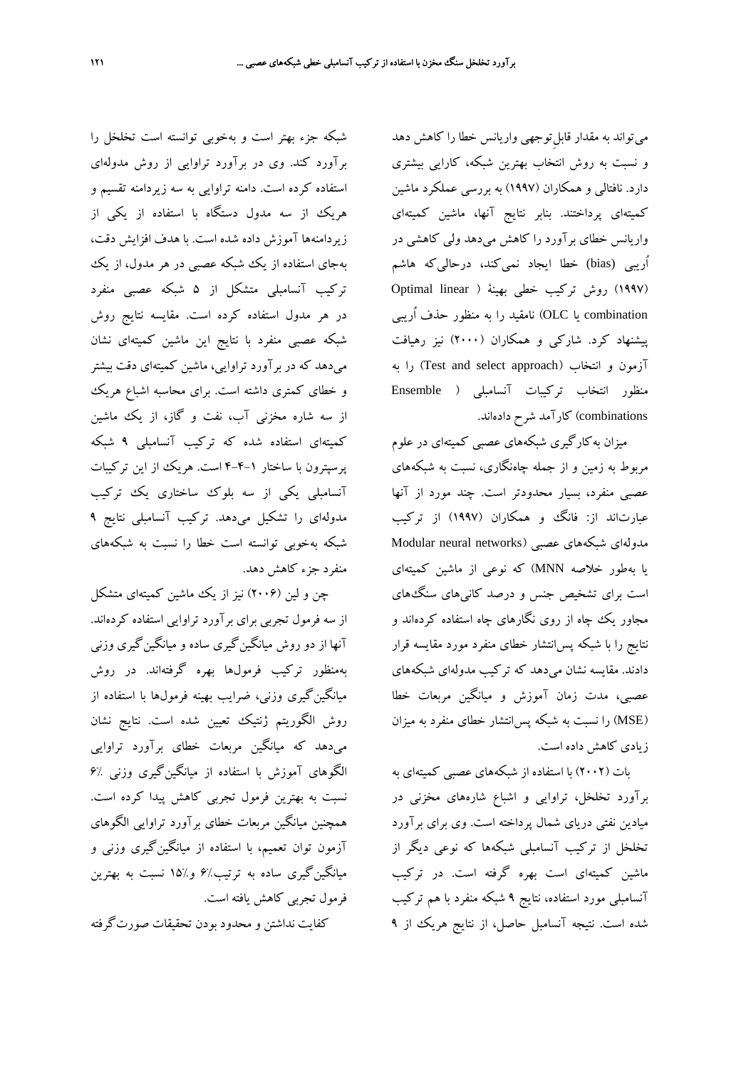می‌تواند به مقدار قابلِ‌توجهی واریانس خطا را کاهش دهد و نسبت به روش انتخاب بهترین شبکه، کارایی بیشتری دارد. نافتالی و همکاران (۱۹۹۷) به بررسی عملکرد ماشین کمیته‌ای پرداختند. بنابر نتایج آنها، ماشین کمیته‌ای واریانس خطای برآورد را کاهش می‌دهد ولی کاهشی در اُریبی (bias) خطا ایجاد نمی‌کند، درحالی‌که هاشم (۱۹۹۷) روش ترکیب خطی بهینهٔ (Optimal linear combination یا OLC) نامقید را به منظور حذف اُریبی پیشنهاد کرد. شارکی و همکاران (۲۰۰۰) نیز رهیافت آزمون و انتخاب (Test and select approach) را به منظور انتخاب ترکیبات آنسامبلی (Ensemble combinations) کارآمد شرح داده‌اند.

میزان به‌کارگیری شبکه‌های عصبی کمیته‌ای در علوم مربوط به زمین و از جمله چاه‌نگاری، نسبت به شبکه‌های عصبی منفرد، بسیار محدودتر است. چند مورد از آنها عبارت‌اند از: فانگ و همکاران (۱۹۹۷) از ترکیب مدوله‌ای شبکه‌های عصبی (Modular neural networks یا به‌طور خلاصه MNN) که نوعی از ماشین کمیته‌ای است برای تشخیص جنس و درصد کانی‌های سنگ‌های مجاور یک چاه از روی نگارهای چاه استفاده کرده‌اند و نتایج را با شبکه پس‌انتشار خطای منفرد مورد مقایسه قرار دادند. مقایسه نشان می‌دهد که ترکیب مدوله‌ای شبکه‌های عصبی، مدت زمان آموزش و میانگین مربعات خطا (MSE) را نسبت به شبکه پس‌انتشار خطای منفرد به میزان زیادی کاهش داده است.

بات (۲۰۰۲) با استفاده از شبکه‌های عصبی کمیته‌ای به برآورد تخلخل، تراوایی و اشباع شاره‌های مخزنی در میادین نفتی دریای شمال پرداخته است. وی برای برآورد تخلخل از ترکیب آنسامبلی شبکه‌ها که نوعی دیگر از ماشین کمیته‌ای است بهره گرفته است. در ترکیب آنسامبلی مورد استفاده، نتایج ۹ شبکه منفرد با هم ترکیب شده است. نتیجه آنسامبل حاصل، از نتایج هریک از ۹ شبکه جزء بهتر است و به‌خوبی توانسته است تخلخل را برآورد کند. وی در برآورد تراوایی از روش مدوله‌ای استفاده کرده است. دامنه تراوایی به سه زیردامنه تقسیم و هریک از سه مدول دستگاه با استفاده از یکی از زیردامنه‌ها آموزش داده شده است. با هدف افزایش دقت، به‌جای استفاده از یک شبکه عصبی در هر مدول، از یک ترکیب آنسامبلی متشکل از ۵ شبکه عصبی منفرد در هر مدول استفاده کرده است. مقایسه نتایج روش شبکه عصبی منفرد با نتایج این ماشین کمیته‌ای نشان می‌دهد که در برآورد تراوایی، ماشین کمیته‌ای دقت بیشتر و خطای کمتری داشته است. برای محاسبه اشباع هریک از سه شاره مخزنی آب، نفت و گاز، از یک ماشین کمیته‌ای استفاده شده که ترکیب آنسامبلی ۹ شبکه پرسپترون با ساختار ۱-۴-۴ است. هریک از این ترکیبات آنسامبلی یکی از سه بلوک ساختاری یک ترکیب مدوله‌ای را تشکیل می‌دهد. ترکیب آنسامبلی نتایج ۹ شبکه به‌خوبی توانسته است خطا را نسبت به شبکه‌های منفرد جزء کاهش دهد.

چن و لین (۲۰۰۶) نیز از یک ماشین کمیته‌ای متشکل از سه فرمول تجربی برای برآورد تراوایی استفاده کرده‌اند. آنها از دو روش میانگین‌گیری ساده و میانگین‌گیری وزنی به‌منظور ترکیب فرمول‌ها بهره گرفته‌اند. در روش میانگین‌گیری وزنی، ضرایب بهینه فرمول‌ها با استفاده از روش الگوریتم ژنتیک تعیین شده است. نتایج نشان می‌دهد که میانگین مربعات خطای برآورد تراوایی الگوهای آموزش با استفاده از میانگین‌گیری وزنی ٪۶ نسبت به بهترین فرمول تجربی کاهش پیدا کرده است. همچنین میانگین مربعات خطای برآورد تراوایی الگوهای آزمون توان تعمیم، با استفاده از میانگین‌گیری وزنی و میانگین‌گیری ساده به ترتیب٪ ۶ و٪۱۵ نسبت به بهترین فرمول تجربی کاهش یافته است.

کفایت نداشتن و محدود بودن تحقیقات صورت‌گرفته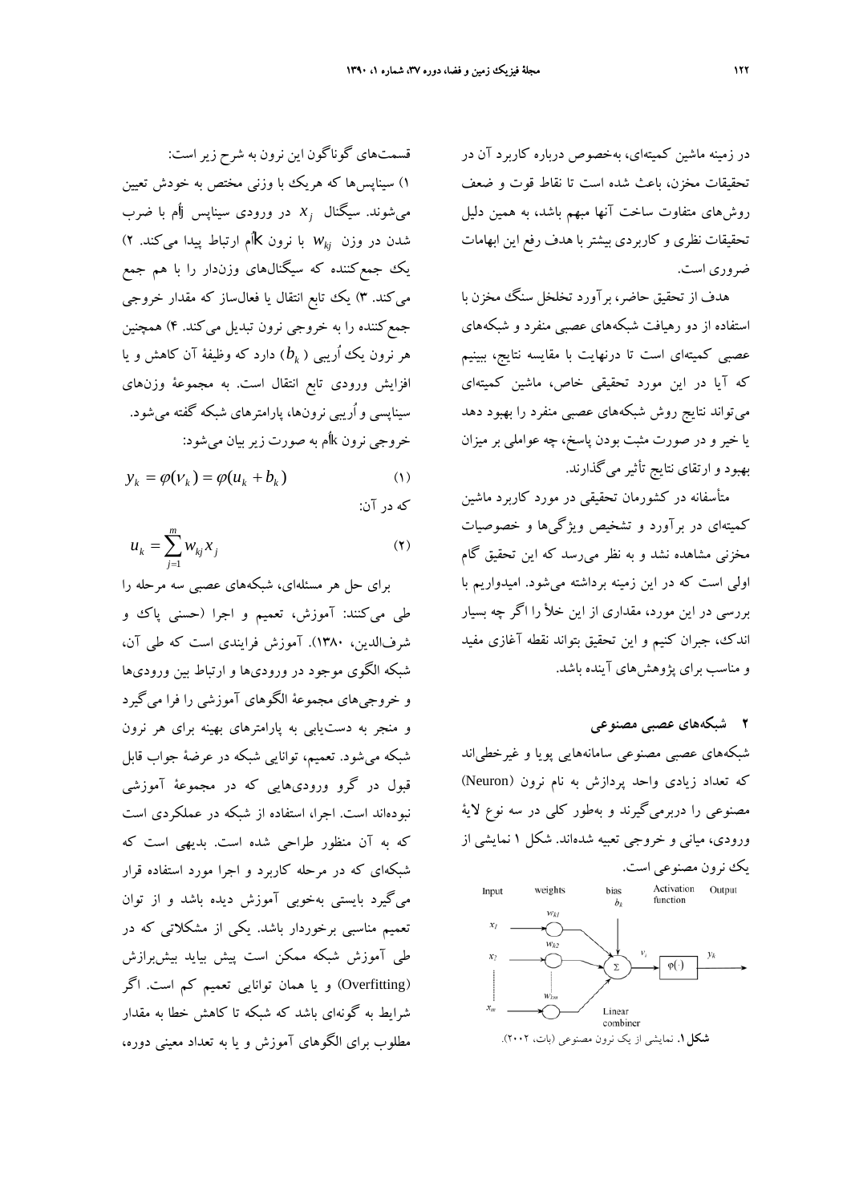در زمینه ماشین کمیته‌ای، به‌خصوص درباره کاربرد آن در تحقیقات مخزن، باعث شده است تا نقاط قوت و ضعف روش‌های متفاوت ساخت آنها مبهم باشد، به همین دلیل تحقیقات نظری و کاربردی بیشتر با هدف رفع این ابهامات ضروری است.

هدف از تحقیق حاضر، برآورد تخلخل سنگ مخزن با استفاده از دو رهیافت شبکه‌های عصبی منفرد و شبکه‌های عصبی کمیته‌ای است تا درنهایت با مقایسه نتایج، ببینیم که آیا در این مورد تحقیقی خاص، ماشین کمیته‌ای می‌تواند نتایج روش شبکه‌های عصبی منفرد را بهبود دهد یا خیر و در صورت مثبت بودن پاسخ، چه عواملی بر میزان بهبود و ارتقای نتایج تأثیر می‌گذارند.

متأسفانه در کشورمان تحقیقی در مورد کاربرد ماشین کمیته‌ای در برآورد و تشخیص ویژگی‌ها و خصوصیات مخزنی مشاهده نشد و به نظر می‌رسد که این تحقیق گام اولی است که در این زمینه برداشته می‌شود. امیدواریم با بررسی در این مورد، مقداری از این خلأ را اگر چه بسیار اندک، جبران کنیم و این تحقیق بتواند نقطه آغازی مفید و مناسب برای پژوهش‌های آینده باشد.

## ۲ شبکه‌های عصبی مصنوعی

شبکه‌های عصبی مصنوعی سامانه‌هایی پویا و غیرخطی‌اند که تعداد زیادی واحد پردازش به نام نرون (Neuron) مصنوعی را دربرمی‌گیرند و به‌طور کلی در سه نوع لایهٔ ورودی، میانی و خروجی تعبیه شده‌اند. شکل ۱ نمایشی از یک نرون مصنوعی است.

**شکل ۱.** نمایشی از یک نرون مصنوعی (بات، ۲۰۰۲).

قسمت‌های گوناگون این نرون به شرح زیر است: ۱) سیناپس‌ها که هریک با وزنی مختص به خودش تعیین می‌شوند. سیگنال $x_j$ در ورودی سیناپس jاُم با ضرب شدن در وزن $w_{kj}$ با نرون kاُم ارتباط پیدا می‌کند. ۲) یک جمع‌کننده که سیگنال‌های وزن‌دار را با هم جمع می‌کند. ۳) یک تابع انتقال یا فعال‌ساز که مقدار خروجی جمع‌کننده را به خروجی نرون تبدیل می‌کند. ۴) همچنین هر نرون یک اُریبی ($b_k$) دارد که وظیفهٔ آن کاهش و یا افزایش ورودی تابع انتقال است. به مجموعهٔ وزن‌های سیناپسی و اُریبی نرون‌ها، پارامترهای شبکه گفته می‌شود. خروجی نرون kاُم به صورت زیر بیان می‌شود:

$$y_k = \varphi(v_k) = \varphi(u_k + b_k) \tag{1}$$

که در آن:

$$u_k = \sum_{j=1}^{m} w_{kj} x_j \tag{2}$$

برای حل هر مسئله‌ای، شبکه‌های عصبی سه مرحله را طی می‌کنند: آموزش، تعمیم و اجرا (حسنی پاک و شرف‌الدین، ۱۳۸۰). آموزش فرایندی است که طی آن، شبکه الگوی موجود در ورودی‌ها و ارتباط بین ورودی‌ها و خروجی‌های مجموعهٔ الگوهای آموزشی را فرا می‌گیرد و منجر به دست‌یابی به پارامترهای بهینه برای هر نرون شبکه می‌شود. تعمیم، توانایی شبکه در عرضهٔ جواب قابل قبول در گرو ورودی‌هایی که در مجموعهٔ آموزشی نبوده‌اند است. اجرا، استفاده از شبکه در عملکردی است که به آن منظور طراحی شده است. بدیهی است که شبکه‌ای که در مرحله کاربرد و اجرا مورد استفاده قرار می‌گیرد بایستی به‌خوبی آموزش دیده باشد و از توان تعمیم مناسبی برخوردار باشد. یکی از مشکلاتی که در طی آموزش شبکه ممکن است پیش بیاید بیش‌برازش (Overfitting) و یا همان توانایی تعمیم کم است. اگر شرایط به گونه‌ای باشد که شبکه تا کاهش خطا به مقدار مطلوب برای الگوهای آموزش و یا به تعداد معینی دوره،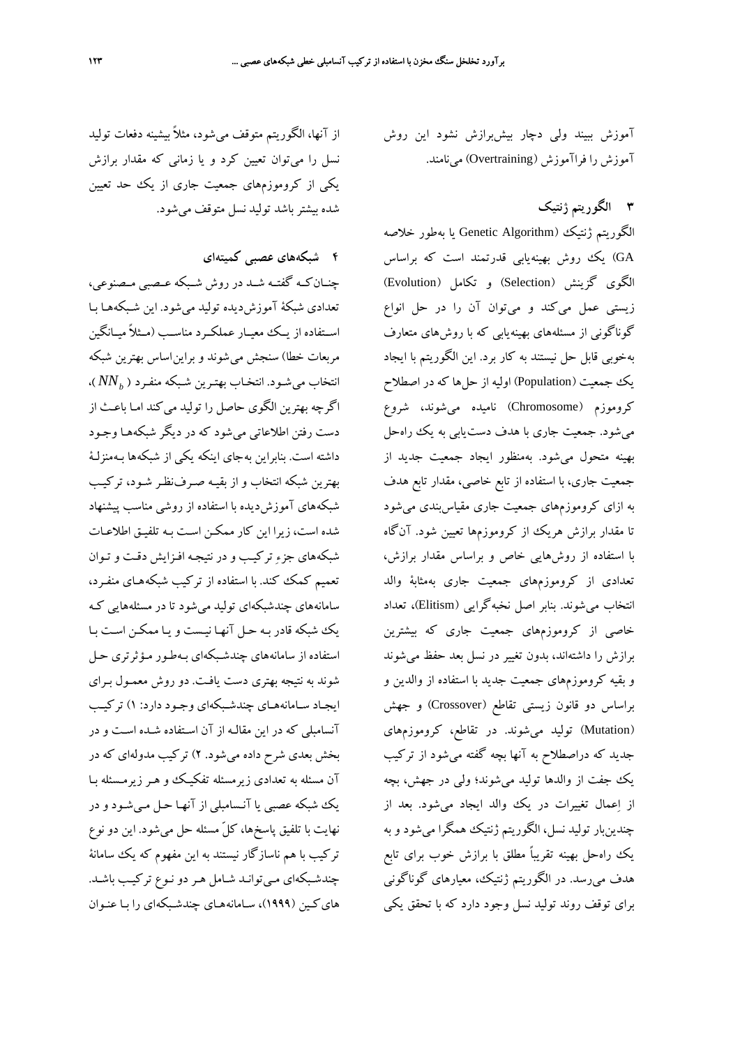آموزش ببیند ولی دچار بیش‌برازش نشود این روش آموزش را فراآموزش (Overtraining) می‌نامند.

## ۳ الگوریتم ژنتیک

الگوریتم ژنتیک (Genetic Algorithm یا به‌طور خلاصه GA) یک روش بهینه‌یابی قدرتمند است که براساس الگوی گزینش (Selection) و تکامل (Evolution) زیستی عمل می‌کند و می‌توان آن را در حل انواع گوناگونی از مسئله‌های بهینه‌یابی که با روش‌های متعارف به‌خوبی قابل حل نیستند به کار برد. این الگوریتم با ایجاد یک جمعیت (Population) اولیه از حل‌ها که در اصطلاح کروموزم (Chromosome) نامیده می‌شوند، شروع می‌شود. جمعیت جاری با هدف دست‌یابی به یک راه‌حل بهینه متحول می‌شود. به‌منظور ایجاد جمعیت جدید از جمعیت جاری، با استفاده از تابع خاصی، مقدار تابع هدف به ازای کروموزم‌های جمعیت جاری مقیاس‌بندی می‌شود تا مقدار برازش هریک از کروموزم‌ها تعیین شود. آن‌گاه با استفاده از روش‌هایی خاص و براساس مقدار برازش، تعدادی از کروموزم‌های جمعیت جاری به‌مثابهٔ والد انتخاب می‌شوند. بنابر اصل نخبه‌گرایی (Elitism)، تعداد خاصی از کروموزم‌های جمعیت جاری که بیشترین برازش را داشته‌اند، بدون تغییر در نسل بعد حفظ می‌شوند و بقیه کروموزم‌های جمعیت جدید با استفاده از والدین و براساس دو قانون زیستی تقاطع (Crossover) و جهش (Mutation) تولید می‌شوند. در تقاطع، کروموزم‌های جدید که دراصطلاح به آنها بچه گفته می‌شود از ترکیب یک جفت از والدها تولید می‌شوند؛ ولی در جهش، بچه از اِعمال تغییرات در یک والد ایجاد می‌شود. بعد از چندین‌بار تولید نسل، الگوریتم ژنتیک همگرا می‌شود و به یک راه‌حل بهینه تقریباً مطلق با برازش خوب برای تابع هدف می‌رسد. در الگوریتم ژنتیک، معیارهای گوناگونی برای توقف روند تولید نسل وجود دارد که با تحقق یکی از آنها، الگوریتم متوقف می‌شود، مثلاً بیشینه دفعات تولید نسل را می‌توان تعیین کرد و یا زمانی که مقدار برازش یکی از کروموزم‌های جمعیت جاری از یک حد تعیین شده بیشتر باشد تولید نسل متوقف می‌شود.

## ۴ شبکه‌های عصبی کمیته‌ای

چنان‌که گفته شد در روش شبکه عصبی مصنوعی، تعدادی شبکهٔ آموزش‌دیده تولید می‌شود. این شبکه‌ها با استفاده از یک معیار عملکرد مناسب (مثلاً میانگین مربعات خطا) سنجش می‌شوند و براین‌اساس بهترین شبکه انتخاب می‌شود. انتخاب بهترین شبکه منفرد ($NN_b$)، اگرچه بهترین الگوی حاصل را تولید می‌کند اما باعث از دست رفتن اطلاعاتی می‌شود که در دیگر شبکه‌ها وجود داشته است. بنابراین به‌جای اینکه یکی از شبکه‌ها به‌منزلهٔ بهترین شبکه انتخاب و از بقیه صرف‌نظر شود، ترکیب شبکه‌های آموزش‌دیده با استفاده از روشی مناسب پیشنهاد شده است، زیرا این کار ممکن است به تلفیق اطلاعات شبکه‌های جزءِ ترکیب و در نتیجه افزایش دقت و توان تعمیم کمک کند. با استفاده از ترکیب شبکه‌های منفرد، سامانه‌های چندشبکه‌ای تولید می‌شود تا در مسئله‌هایی که یک شبکه قادر به حل آنها نیست و یا ممکن است با استفاده از سامانه‌های چندشبکه‌ای به‌طور مؤثرتری حل شوند به نتیجه بهتری دست یافت. دو روش معمول برای ایجاد سامانه‌های چندشبکه‌ای وجود دارد: ۱) ترکیب آنسامبلی که در این مقاله از آن استفاده شده است و در بخش بعدی شرح داده می‌شود. ۲) ترکیب مدولهای که در آن مسئله به تعدادی زیرمسئله تفکیک و هر زیرمسئله با یک شبکه عصبی یا آنسامبلی از آنها حل می‌شود و در نهایت با تلفیق پاسخ‌ها، کلّ مسئله حل می‌شود. این دو نوع ترکیب با هم ناسازگار نیستند به این مفهوم که یک سامانهٔ چندشبکه‌ای می‌تواند شامل هر دو نوع ترکیب باشد. هایکین (۱۹۹۹)، سامانه‌های چندشبکه‌ای را با عنوان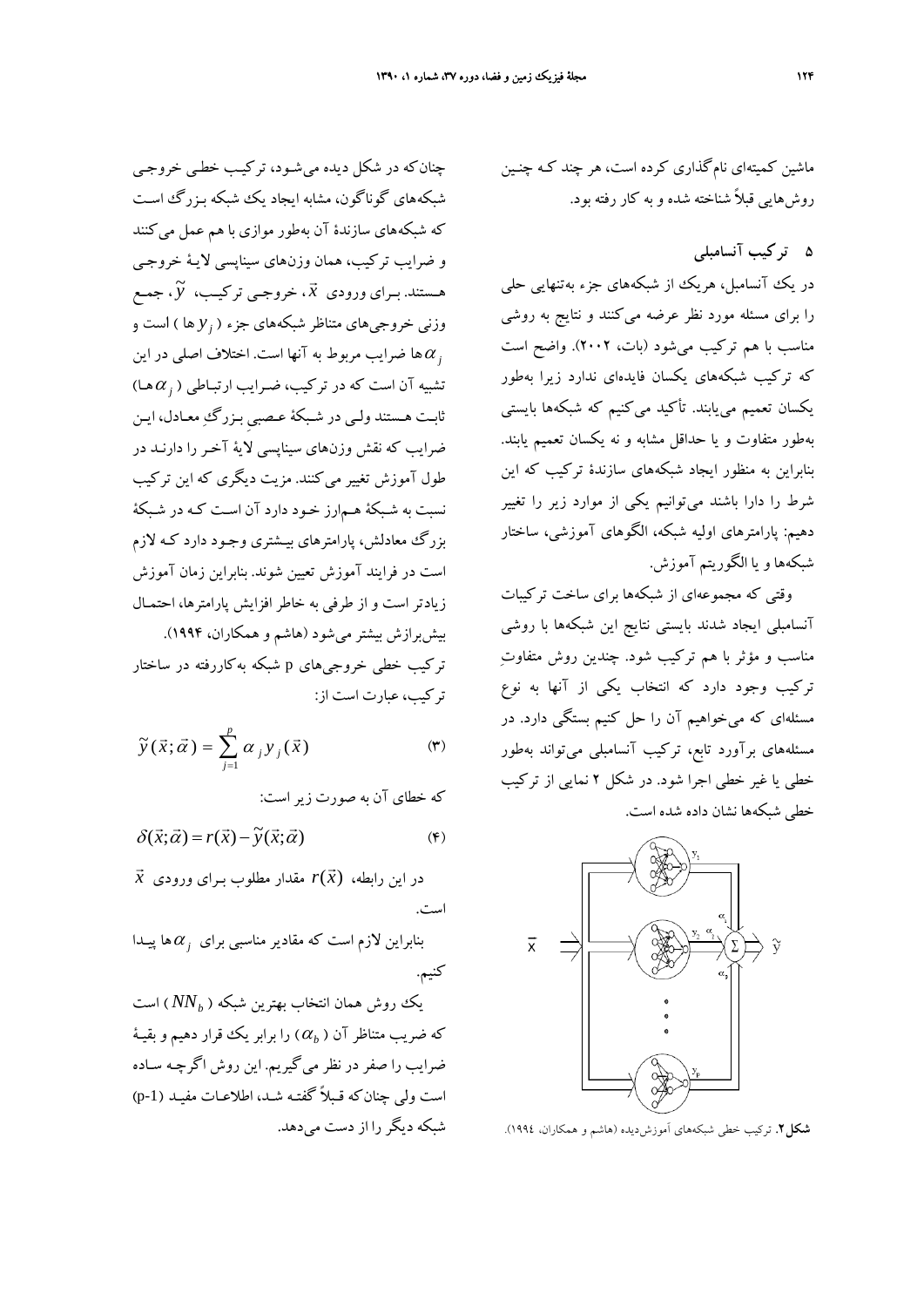ماشین کمیته‌ای نام‌گذاری کرده است، هر چند که چنین روش‌هایی قبلاً شناخته شده و به کار رفته بود.

## ۵ ترکیب آنسامبلی

در یک آنسامبل، هریک از شبکه‌های جزء به‌تنهایی حلی را برای مسئله مورد نظر عرضه می‌کنند و نتایج به روشی مناسب با هم ترکیب می‌شود (بات، ۲۰۰۲). واضح است که ترکیب شبکه‌های یکسان فایده‌ای ندارد زیرا به‌طور یکسان تعمیم می‌یابند. تأکید می‌کنیم که شبکه‌ها بایستی به‌طور متفاوت و یا حداقل مشابه و نه یکسان تعمیم یابند. بنابراین به منظور ایجاد شبکه‌های سازندهٔ ترکیب که این شرط را دارا باشند می‌توانیم یکی از موارد زیر را تغییر دهیم: پارامترهای اولیه شبکه، الگوهای آموزشی، ساختار شبکه‌ها و یا الگوریتم آموزش.

وقتی که مجموعه‌ای از شبکه‌ها برای ساخت ترکیبات آنسامبلی ایجاد شدند بایستی نتایج این شبکه‌ها با روشی مناسب و مؤثر با هم ترکیب شود. چندین روش متفاوتِ ترکیب وجود دارد که انتخاب یکی از آنها به نوع مسئله‌ای که می‌خواهیم آن را حل کنیم بستگی دارد. در مسئله‌های برآورد تابع، ترکیب آنسامبلی می‌تواند به‌طور خطی یا غیر خطی اجرا شود. در شکل ۲ نمایی از ترکیب خطی شبکه‌ها نشان داده شده است.

**شکل۲.** ترکیب خطی شبکه‌های آموزش‌دیده (هاشم و همکاران، ۱۹۹٤).

چنان‌که در شکل دیده می‌شود، ترکیب خطی خروجی شبکه‌های گوناگون، مشابه ایجاد یک شبکه بزرگ است که شبکه‌های سازندهٔ آن به‌طور موازی با هم عمل می‌کنند و ضرایب ترکیب، همان وزن‌های سیناپسی لایهٔ خروجی هستند. برای ورودی $\vec{x}$، خروجی ترکیب، $\tilde{y}$، جمع وزنی خروجی‌های متناظر شبکه‌های جزء ($y_j$ها) است و $\alpha_j$ها ضرایب مربوط به آنها است. اختلاف اصلی در این تشبیه آن است که در ترکیب، ضرایب ارتباطی ($\alpha_j$ها) ثابت هستند ولی در شبکهٔ عصبیِ بزرگِ معادل، این ضرایب که نقش وزن‌های سیناپسی لایهٔ آخر را دارند در طول آموزش تغییر می‌کنند. مزیت دیگری که این ترکیب نسبت به شبکهٔ هم‌ارز خود دارد آن است که در شبکهٔ بزرگ معادلش، پارامترهای بیشتری وجود دارد که لازم است در فرایند آموزش تعیین شوند. بنابراین زمان آموزش زیادتر است و از طرفی به خاطر افزایش پارامترها، احتمال بیش‌برازش بیشتر می‌شود (هاشم و همکاران، ۱۹۹۴).

ترکیب خطی خروجی‌های p شبکه به‌کاررفته در ساختار ترکیب، عبارت است از:

$$\tilde{y}(\vec{x};\vec{\alpha}) = \sum_{j=1}^{p} \alpha_j y_j(\vec{x}) \tag{۳}$$

که خطای آن به صورت زیر است:

$$\delta(\vec{x};\vec{\alpha}) = r(\vec{x}) - \tilde{y}(\vec{x};\vec{\alpha}) \tag{۴}$$

در این رابطه، $r(\vec{x})$ مقدار مطلوب برای ورودی $\vec{x}$ است.

بنابراین لازم است که مقادیر مناسبی برای $\alpha_j$ها پیدا کنیم.

یک روش همان انتخاب بهترین شبکه ($NN_b$) است که ضریب متناظر آن ($\alpha_b$) را برابر یک قرار دهیم و بقیهٔ ضرایب را صفر در نظر می‌گیریم. این روش اگرچه ساده است ولی چنان‌که قبلاً گفته شد، اطلاعات مفید (p-1) شبکه دیگر را از دست می‌دهد.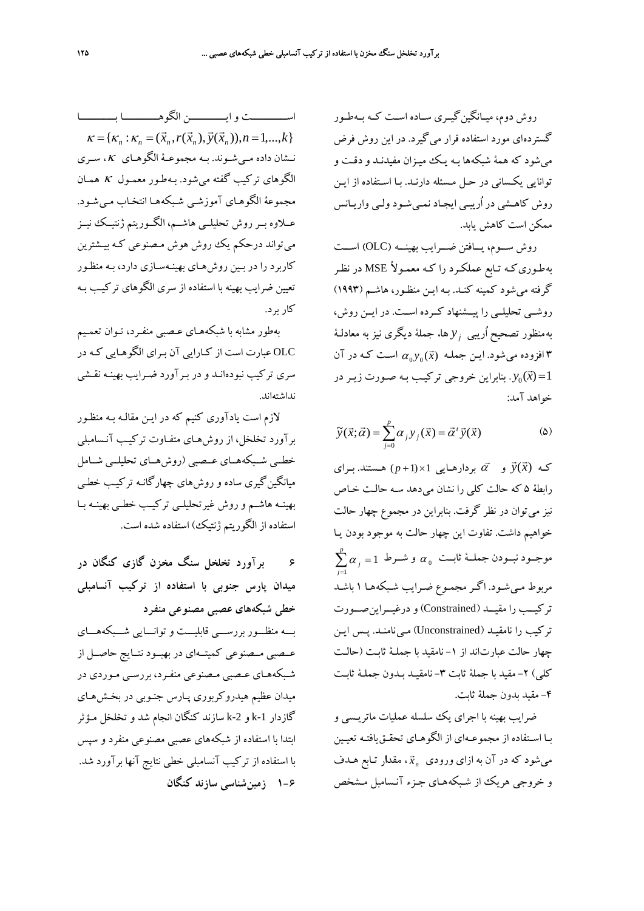روش دوم، میانگین‌گیری ساده است که به‌طور گسترده‌ای مورد استفاده قرار می‌گیرد. در این روش فرض می‌شود که همهٔ شبکه‌ها به یک میزان مفیدند و دقت و توانایی یکسانی در حل مسئله دارند. با استفاده از این روش کاهشی در اُریبی ایجاد نمی‌شود ولی واریانس ممکن است کاهش یابد.

روش سوم، یافتن ضرایب بهینه (OLC) است به‌طوری‌که تابع عملکرد را که معمولاً MSE در نظر گرفته می‌شود کمینه کند. به این منظور، هاشم (۱۹۹۳) روشی تحلیلی را پیشنهاد کرده است. در این روش، به‌منظور تصحیح اُریبی $y_j$ها، جملهٔ دیگری نیز به معادلهٔ ۳ افزوده می‌شود. این جمله $\alpha_0 y_0(\vec{x})$ است که در آن $y_0(\vec{x})=1$. بنابراین خروجی ترکیب به صورت زیر در خواهد آمد:

$$\tilde{y}(\vec{x};\vec{\alpha})=\sum_{j=0}^{p}\alpha_j y_j(\vec{x})=\vec{\alpha}^t\vec{y}(\vec{x}) \qquad (5)$$

که $\vec{y}(\vec{x})$ و $\vec{\alpha}$ بردارهایی $(p+1)\times 1$ هستند. برای رابطهٔ ۵ که حالت کلی را نشان می‌دهد سه حالت خاص نیز می‌توان در نظر گرفت. بنابراین در مجموع چهار حالت خواهیم داشت. تفاوت این چهار حالت به موجود بودن یا موجود نبودن جملهٔ ثابت $\alpha_0$ و شرط $\sum_{j=1}^{p}\alpha_j=1$ مربوط می‌شود. اگر مجموع ضرایب شبکه‌ها ۱ باشد ترکیب را مقید (Constrained) و درغیراین‌صورت ترکیب را نامقید (Unconstrained) می‌نامند. پس این چهار حالت عبارت‌اند از ۱- نامقید با جملهٔ ثابت (حالت کلی) ۲- مقید با جملهٔ ثابت ۳- نامقید بدون جملهٔ ثابت ۴- مقید بدون جملهٔ ثابت.

ضرایب بهینه با اجرای یک سلسله عملیات ماتریسی و با استفاده از مجموعه‌ای از الگوهای تحقق‌یافته تعیین می‌شود که در آن به ازای ورودی $\vec{x}_n$، مقدار تابع هدف و خروجی هریک از شبکه‌های جزء آنسامبل مشخص است و این الگوها با $\kappa=\{\kappa_n:\kappa_n=(\vec{x}_n,r(\vec{x}_n),\vec{y}(\vec{x}_n)),n=1,...,k\}$ نشان داده می‌شوند. به مجموعهٔ الگوهای $\kappa$، سری الگوهای ترکیب گفته می‌شود. به‌طور معمول $\kappa$ همان مجموعهٔ الگوهای آموزشی شبکه‌ها انتخاب می‌شود. علاوه بر روش تحلیلی هاشم، الگوریتم ژنتیک نیز می‌تواند درحکم یک روش هوش مصنوعی که بیشترین کاربرد را در بین روش‌های بهینه‌سازی دارد، به منظور تعیین ضرایب بهینه با استفاده از سری الگوهای ترکیب به کار برد.

به‌طور مشابه با شبکه‌های عصبی منفرد، توان تعمیم OLC عبارت است از کارایی آن برای الگوهایی که در سری ترکیب نبوده‌اند و در برآورد ضرایب بهینه نقشی نداشته‌اند.

لازم است یادآوری کنیم که در این مقاله به منظور برآورد تخلخل، از روش‌های متفاوت ترکیب آنسامبلی خطی شبکه‌های عصبی (روش‌های تحلیلی شامل میانگین‌گیری ساده و روش‌های چهارگانه ترکیب خطی بهینه هاشم و روش غیرتحلیلی ترکیب خطی بهینه با استفاده از الگوریتم ژنتیک) استفاده شده است.

## ۶ برآورد تخلخل سنگ مخزن گازی کنگان در میدان پارس جنوبی با استفاده از ترکیب آنسامبلی خطی شبکه‌های عصبی مصنوعی منفرد

به منظور بررسی قابلیت و توانایی شبکه‌های عصبی مصنوعی کمیته‌ای در بهبود نتایج حاصل از شبکه‌های عصبی مصنوعی منفرد، بررسی موردی در میدان عظیم هیدروکربوری پارس جنوبی در بخش‌های گازدار k-1 و k-2 سازند کنگان انجام شد و تخلخل مؤثر ابتدا با استفاده از شبکه‌های عصبی مصنوعی منفرد و سپس با استفاده از ترکیب آنسامبلی خطی نتایج آنها برآورد شد.

### ۶-۱ زمین‌شناسی سازند کنگان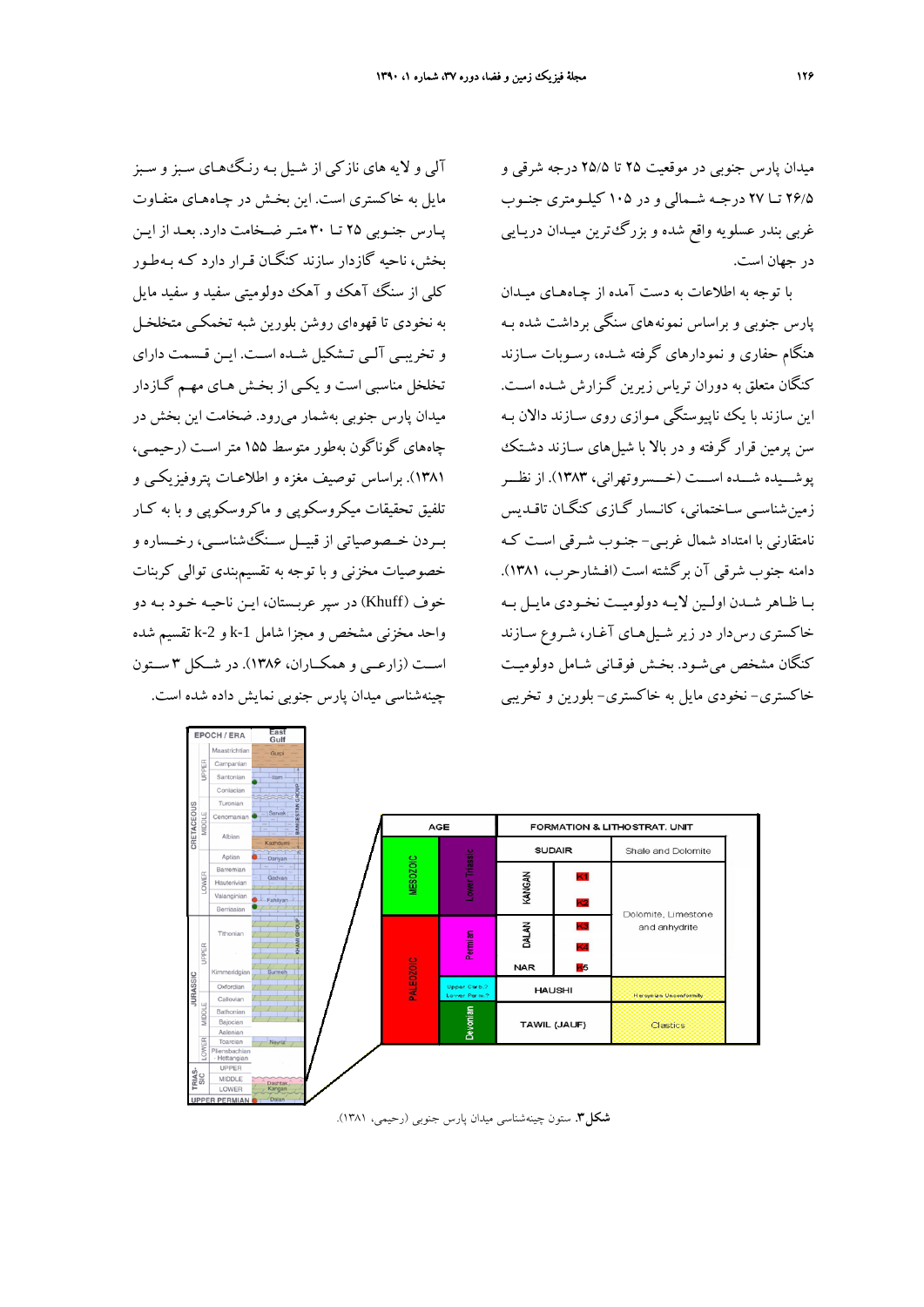میدان پارس جنوبی در موقعیت ۲۵ تا ۲۵/۵ درجه شرقی و ۲۶/۵ تـا ۲۷ درجـه شـمالی و در ۱۰۵ کیلـومتری جنـوب غربی بندر عسلویه واقع شده و بزرگ‌ترین میـدان دریـایی در جهان است.

با توجه به اطلاعات به دست آمده از چاه‌های میـدان پارس جنوبی و براساس نمونه‌های سنگی برداشت شده بـه هنگام حفاری و نمودارهای گرفته شـده، رسـوبات سـازند کنگان متعلق به دوران تریاس زیرین گـزارش شـده اسـت. این سازند با یک ناپیوستگی مـوازی روی سـازند دالان بـه سن پرمین قرار گرفته و در بالا با شیل‌های سـازند دشـتک پوشـیده شـده اسـت (خـسروتهرانی، ۱۳۸۳). از نظـر زمین‌شناسی سـاختمانی، کانـسار گـازی کنگـان تاقـدیس نامتقارنی با امتداد شمال غربـی- جنـوب شـرقی اسـت کـه دامنه جنوب شرقی آن برگشته است (افـشارحرب، ۱۳۸۱). بـا ظـاهر شـدن اولـین لایـه دولومیـت نخـودی مایـل بـه خاکستری رس‌دار در زیر شـیل‌هـای آغـار، شـروع سـازند کنگان مشخص می‌شـود. بخـش فوقـانی شـامل دولومیـت خاکستری- نخودی مایل به خاکستری- بلورین و تخریبی آلی و لایه های نازکی از شـیل بـه رنـگ‌هـای سـبز و سـبز مایل به خاکستری است. این بخش در چـاه‌هـای متفـاوت پـارس جنـوبی ۲۵ تـا ۳۰ متـر ضـخامت دارد. بعـد از ایـن بخش، ناحیه گازدار سازند کنگـان قـرار دارد کـه بـه‌طـور کلی از سنگ آهک و آهک دولومیتی سفید و سفید مایل به نخودی تا قهوه‌ای روشن بلورین شبه تخمکـی متخلخـل و تخریبـی آلـی تـشکیل شـده اسـت. ایـن قـسمت دارای تخلخل مناسبی است و یکـی از بخـش هـای مهـم گـازدار میدان پارس جنوبی به‌شمار می‌رود. ضخامت این بخش در چاه‌های گوناگون به‌طور متوسط ۱۵۵ متر اسـت (رحیمـی، ۱۳۸۱). براساس توصیف مغزه و اطلاعـات پتروفیزیکـی و تلفیق تحقیقات میکروسکوپی و ماکروسکوپی و با به کـار بـردن خـصوصیاتی از قبیـل سـنگ‌شناسـی، رخـساره و خصوصیات مخزنی و با توجه به تقسیم‌بندی توالی کربنات خوف (Khuff) در سپر عربستان، ایـن ناحیـه خـود بـه دو واحد مخزنی مشخص و مجزا شامل k-1 و k-2 تقسیم شده اسـت (زارعـی و همکـاران، ۱۳۸۶). در شـکل ۳ سـتون چینه‌شناسی میدان پارس جنوبی نمایش داده شده است.

**شکل ۳.** ستون چینه‌شناسی میدان پارس جنوبی (رحیمی، ۱۳۸۱).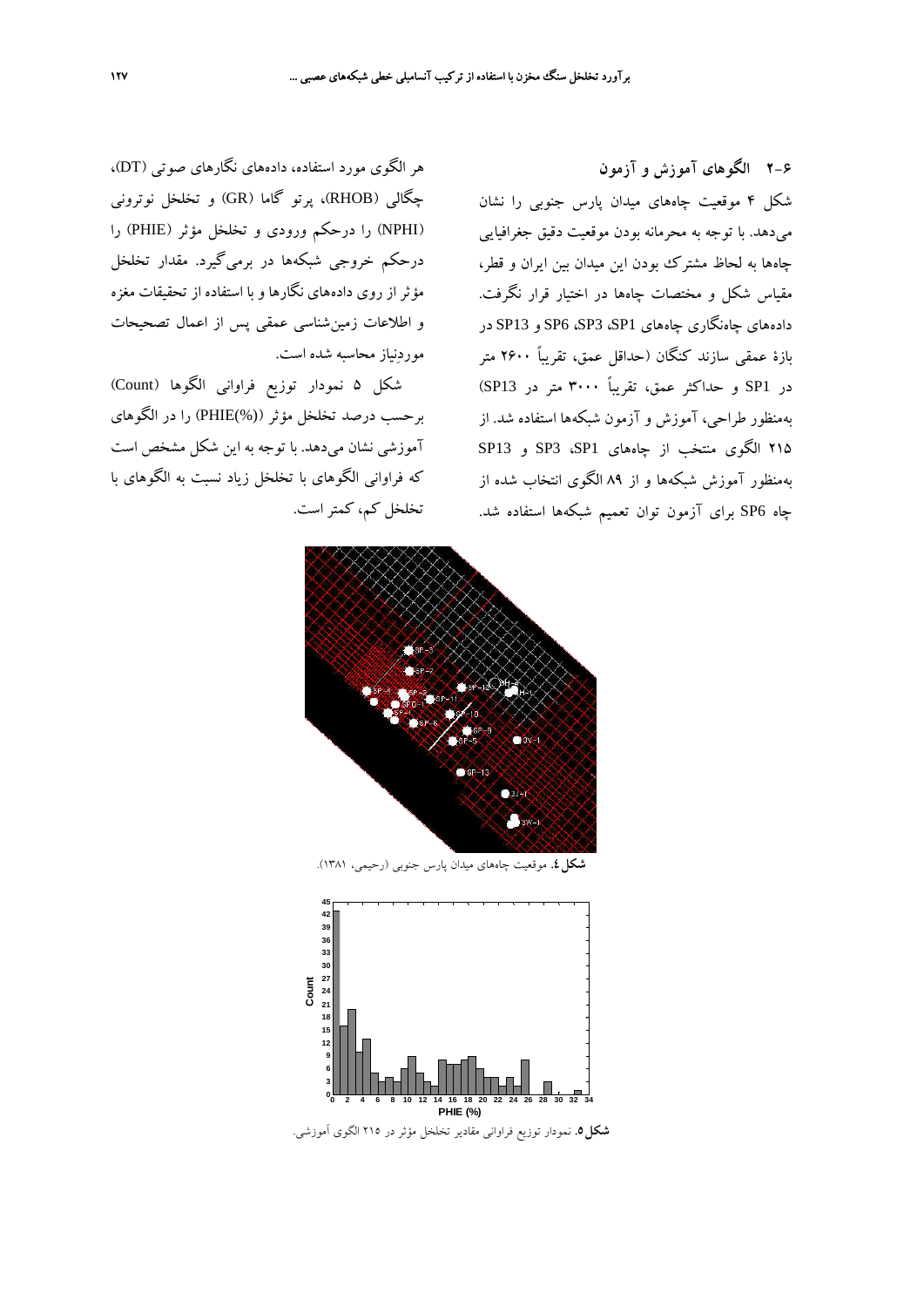## ۶-۲ الگوهای آموزش و آزمون

شکل ۴ موقعیت چاه‌های میدان پارس جنوبی را نشان می‌دهد. با توجه به محرمانه بودن موقعیت دقیق جغرافیایی چاه‌ها به لحاظ مشترک بودن این میدان بین ایران و قطر، مقیاس شکل و مختصات چاه‌ها در اختیار قرار نگرفت. داده‌های چاه‌نگاری چاه‌های SP1، SP3، SP6 و SP13 در بازهٔ عمقی سازند کنگان (حداقل عمق، تقریباً ۲۶۰۰ متر در SP1 و حداکثر عمق، تقریباً ۳۰۰۰ متر در SP13) به‌منظور طراحی، آموزش و آزمون شبکه‌ها استفاده شد. از ۲۱۵ الگوی منتخب از چاه‌های SP1، SP3 و SP13 به‌منظور آموزش شبکه‌ها و از ۸۹ الگوی انتخاب شده از چاه SP6 برای آزمون توان تعمیم شبکه‌ها استفاده شد.

هر الگوی مورد استفاده، داده‌های نگارهای صوتی (DT)، چگالی (RHOB)، پرتو گاما (GR) و تخلخل نوترونی (NPHI) را درحکم ورودی و تخلخل مؤثر (PHIE) را درحکم خروجی شبکه‌ها در برمی‌گیرد. مقدار تخلخل مؤثر از روی داده‌های نگارها و با استفاده از تحقیقات مغزه و اطلاعات زمین‌شناسی عمقی پس از اعمال تصحیحات موردنیاز محاسبه شده است.

شکل ۵ نمودار توزیع فراوانی الگوها (Count) برحسب درصد تخلخل مؤثر ((PHIE(%)) را در الگوهای آموزشی نشان می‌دهد. با توجه به این شکل مشخص است که فراوانی الگوهای با تخلخل زیاد نسبت به الگوهای با تخلخل کم، کمتر است.

**شکل ٤.** موقعیت چاه‌های میدان پارس جنوبی (رحیمی، ۱۳۸۱).

**شکل ۵.** نمودار توزیع فراوانی مقادیر تخلخل مؤثر در ۲۱۵ الگوی آموزشی.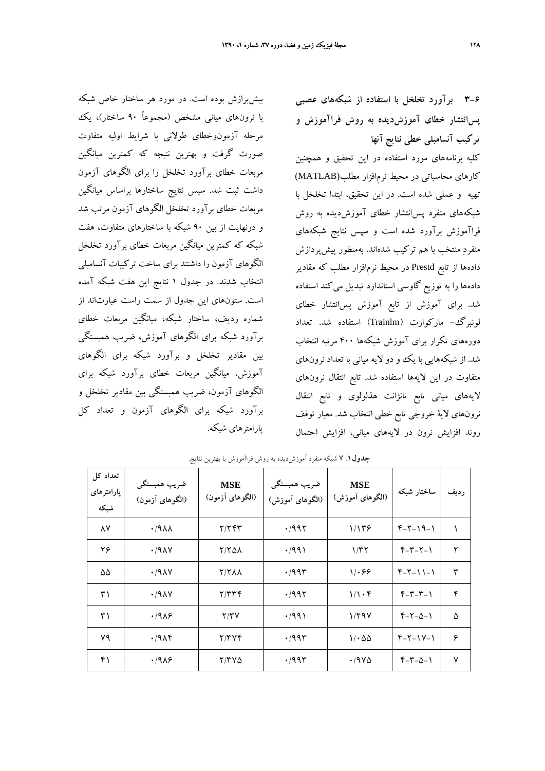### ۶-۳ برآورد تخلخل با استفاده از شبکه‌های عصبی پس‌انتشار خطای آموزش‌دیده به روش فراآموزش و ترکیب آنسامبلی خطی نتایج آنها

کلیه برنامه‌های مورد استفاده در این تحقیق و همچنین کارهای محاسباتی در محیط نرم‌افزار مطلب(MATLAB) تهیه و عملی شده است. در این تحقیق، ابتدا تخلخل با شبکه‌های منفرد پس‌انتشار خطای آموزش‌دیده به روش فراآموزش برآورد شده است و سپس نتایج شبکه‌های منفردِ منتخب با هم ترکیب شده‌اند. به‌منظور پیش‌پردازش داده‌ها از تابع Prestd در محیط نرم‌افزار مطلب که مقادیر داده‌ها را به توزیع گاوسی استاندارد تبدیل می‌کند استفاده شد. برای آموزش از تابع آموزش پس‌انتشار خطای لونبرگ- مارکوارت (Trainlm) استفاده شد. تعداد دوره‌های تکرار برای آموزش شبکه‌ها ۴۰۰ مرتبه انتخاب شد. از شبکه‌هایی با یک و دو لایه میانی با تعداد نرون‌های متفاوت در این لایه‌ها استفاده شد. تابع انتقال نرون‌های لایه‌های میانی تابع تانژانت هذلولوی و تابع انتقال نرون‌های لایهٔ خروجی تابع خطی انتخاب شد. معیار توقف روند افزایش نرون در لایه‌های میانی، افزایش احتمال بیش‌برازش بوده است. در مورد هر ساختار خاص شبکه با نرون‌های میانی مشخص (مجموعاً ۹۰ ساختار)، یک مرحله آزمون‌وخطای طولانی با شرایط اولیه متفاوت صورت گرفت و بهترین نتیجه که کمترین میانگین مربعات خطای برآورد تخلخل را برای الگوهای آزمون داشت ثبت شد. سپس نتایج ساختارها براساس میانگین مربعات خطای برآورد تخلخل الگوهای آزمون مرتب شد و درنهایت از بین ۹۰ شبکه با ساختارهای متفاوت، هفت شبکه که کمترین میانگین مربعات خطای برآورد تخلخل الگوهای آزمون را داشتند برای ساخت ترکیبات آنسامبلی انتخاب شدند. در جدول ۱ نتایج این هفت شبکه آمده است. ستون‌های این جدول از سمت راست عبارت‌اند از شماره ردیف، ساختار شبکه، میانگین مربعات خطای برآورد شبکه برای الگوهای آموزش، ضریب همبستگی بین مقادیر تخلخل و برآورد شبکه برای الگوهای آموزش، میانگین مربعات خطای برآورد شبکه برای الگوهای آزمون، ضریب همبستگی بین مقادیر تخلخل و برآورد شبکه برای الگوهای آزمون و تعداد کل پارامترهای شبکه.

**جدول ۱.** ۷ شبکه منفرد آموزش‌دیده به روش فراآموزش با بهترین نتایج.

| ردیف | ساختار شبکه | MSE (الگوهای آموزش) | ضریب همبستگی (الگوهای آموزش) | MSE (الگوهای آزمون) | ضریب همبستگی (الگوهای آزمون) | تعداد کل پارامترهای شبکه |
|---|---|---|---|---|---|---|
| ۱ | ۴-۲-۱۹-۱ | ۱/۱۳۶ | ۰/۹۹۲ | ۲/۲۴۳ | ۰/۹۸۸ | ۸۷ |
| ۲ | ۴-۳-۲-۱ | ۱/۳۲ | ۰/۹۹۱ | ۲/۲۵۸ | ۰/۹۸۷ | ۲۶ |
| ۳ | ۴-۲-۱۱-۱ | ۱/۰۶۶ | ۰/۹۹۳ | ۲/۲۸۸ | ۰/۹۸۷ | ۵۵ |
| ۴ | ۴-۳-۳-۱ | ۱/۱۰۴ | ۰/۹۹۲ | ۲/۳۳۴ | ۰/۹۸۷ | ۳۱ |
| ۵ | ۴-۲-۵-۱ | ۱/۲۹۷ | ۰/۹۹۱ | ۲/۳۷ | ۰/۹۸۶ | ۳۱ |
| ۶ | ۴-۲-۱۷-۱ | ۱/۰۵۵ | ۰/۹۹۳ | ۲/۳۷۴ | ۰/۹۸۴ | ۷۹ |
| ۷ | ۴-۳-۵-۱ | ۰/۹۷۵ | ۰/۹۹۳ | ۲/۳۷۵ | ۰/۹۸۶ | ۴۱ |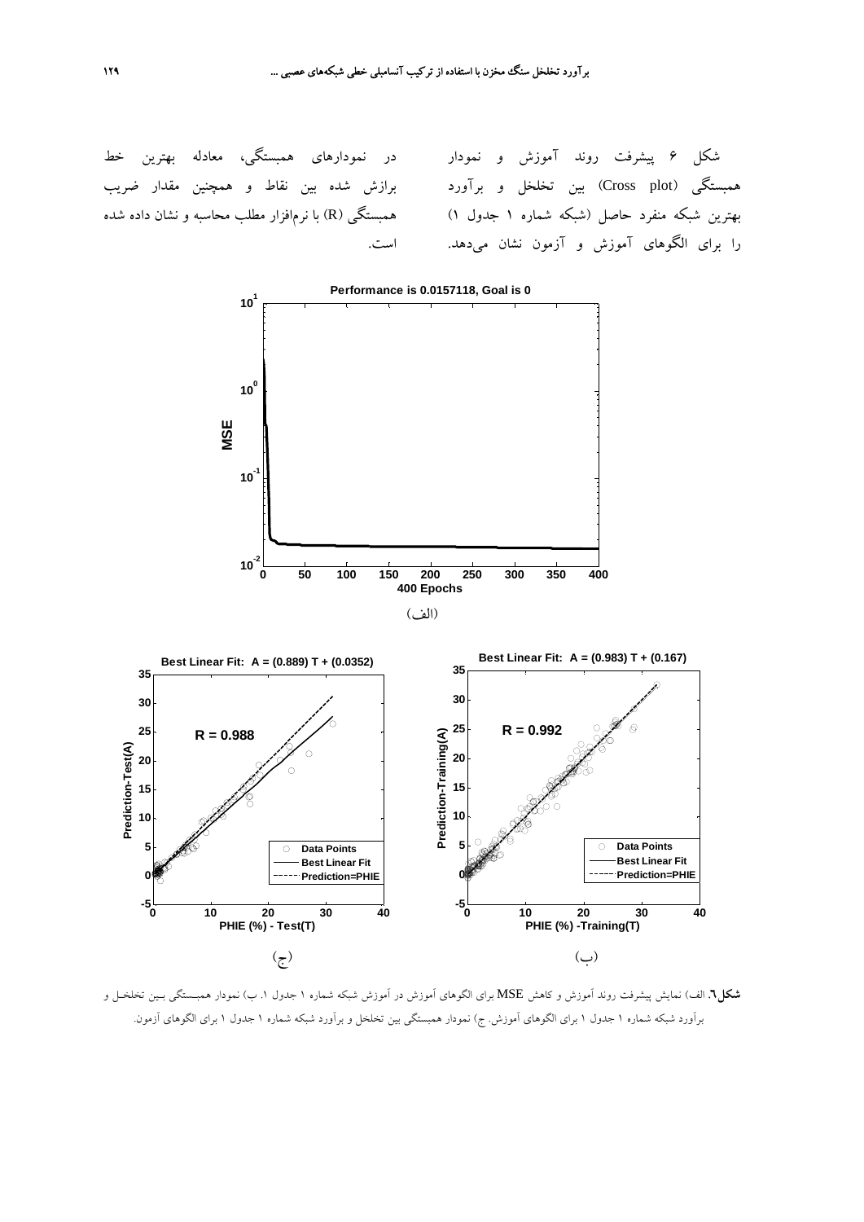شکل ۶ پیشرفت روند آموزش و نمودار همبستگی (Cross plot) بین تخلخل و برآورد بهترین شبکه منفرد حاصل (شبکه شماره ۱ جدول ۱) را برای الگوهای آموزش و آزمون نشان می‌دهد. در نمودارهای همبستگی، معادله بهترین خط برازش شده بین نقاط و همچنین مقدار ضریب همبستگی (R) با نرم‌افزار مطلب محاسبه و نشان داده شده است.

(الف)

(ج)

(ب)

**شکل۶.** الف) نمایش پیشرفت روند آموزش و کاهش MSE برای الگوهای آموزش در آموزش شبکه شماره ۱ جدول ۱. ب) نمودار همبستگی بین تخلخل و برآورد شبکه شماره ۱ جدول ۱ برای الگوهای آموزش. ج) نمودار همبستگی بین تخلخل و برآورد شبکه شماره ۱ جدول ۱ برای الگوهای آزمون.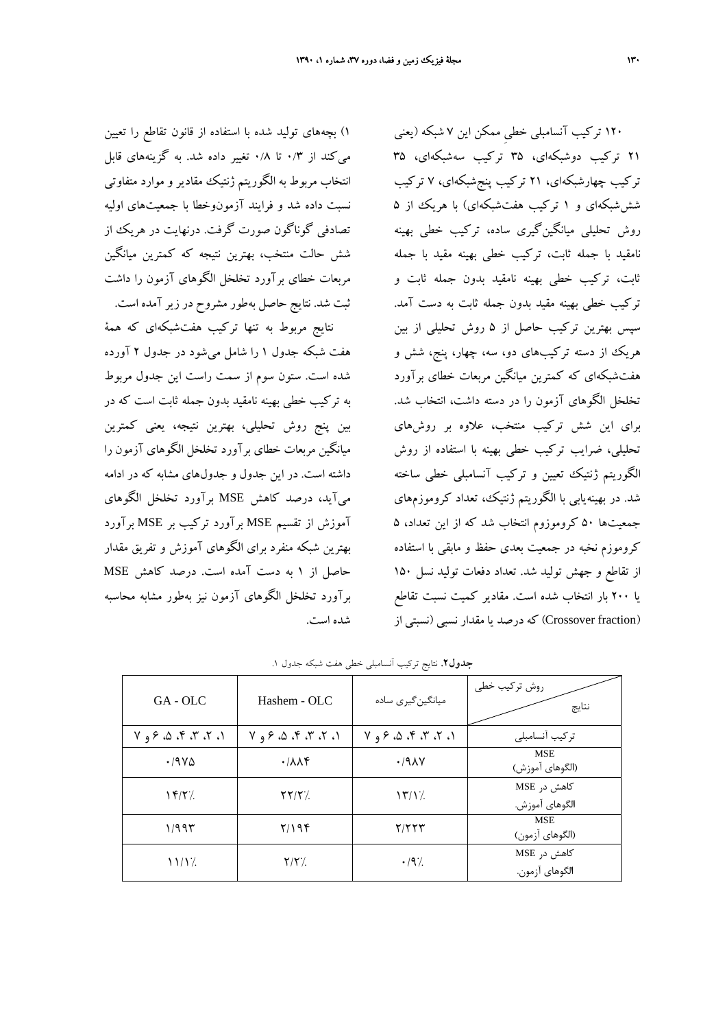۱۲۰ ترکیب آنسامبلی خطیِ ممکن این ۷ شبکه (یعنی ۲۱ ترکیب دوشبکه‌ای، ۳۵ ترکیب سه‌شبکه‌ای، ۳۵ ترکیب چهارشبکه‌ای، ۲۱ ترکیب پنج‌شبکه‌ای، ۷ ترکیب شش‌شبکه‌ای و ۱ ترکیب هفت‌شبکه‌ای) با هریک از ۵ روش تحلیلی میانگین‌گیری ساده، ترکیب خطی بهینه نامقید با جمله ثابت، ترکیب خطی بهینه مقید با جمله ثابت، ترکیب خطی بهینه نامقید بدون جمله ثابت و ترکیب خطی بهینه مقید بدون جمله ثابت به دست آمد. سپس بهترین ترکیب حاصل از ۵ روش تحلیلی از بین هریک از دسته ترکیب‌های دو، سه، چهار، پنج، شش و هفت‌شبکه‌ای که کمترین میانگین مربعات خطای برآورد تخلخل الگوهای آزمون را در دسته داشت، انتخاب شد. برای این شش ترکیب منتخب، علاوه بر روش‌های تحلیلی، ضرایب ترکیب خطی بهینه با استفاده از روش الگوریتم ژنتیک تعیین و ترکیب آنسامبلی خطی ساخته شد. در بهینه‌یابی با الگوریتم ژنتیک، تعداد کروموزم‌های جمعیت‌ها ۵۰ کروموزوم انتخاب شد که از این تعداد، ۵ کروموزم نخبه در جمعیت بعدی حفظ و مابقی با استفاده از تقاطع و جهش تولید شد. تعداد دفعات تولید نسل ۱۵۰ یا ۲۰۰ بار انتخاب شده است. مقادیر کمیت نسبت تقاطع (Crossover fraction) که درصد یا مقدار نسبی (نسبتی از ۱) بچه‌های تولید شده با استفاده از قانون تقاطع را تعیین می‌کند از ۰/۳ تا ۰/۸ تغییر داده شد. به گزینه‌های قابل انتخاب مربوط به الگوریتم ژنتیک مقادیر و موارد متفاوتی نسبت داده شد و فرایند آزمون‌وخطا با جمعیت‌های اولیه تصادفی گوناگون صورت گرفت. درنهایت در هریک از شش حالت منتخب، بهترین نتیجه که کمترین میانگین مربعات خطای برآورد تخلخل الگوهای آزمون را داشت ثبت شد. نتایج حاصل به‌طور مشروح در زیر آمده است.

نتایج مربوط به تنها ترکیب هفت‌شبکه‌ای که همهٔ هفت شبکه جدول ۱ را شامل می‌شود در جدول ۲ آورده شده است. ستون سوم از سمت راست این جدول مربوط به ترکیب خطی بهینه نامقید بدون جمله ثابت است که در بین پنج روش تحلیلی، بهترین نتیجه، یعنی کمترین میانگین مربعات خطای برآورد تخلخل الگوهای آزمون را داشته است. در این جدول و جدول‌های مشابه که در ادامه می‌آید، درصد کاهش MSE برآورد تخلخل الگوهای آموزش از تقسیم MSE برآورد ترکیب بر MSE برآورد بهترین شبکه منفرد برای الگوهای آموزش و تفریق مقدار حاصل از ۱ به دست آمده است. درصد کاهش MSE برآورد تخلخل الگوهای آزمون نیز به‌طور مشابه محاسبه شده است.

**جدول۲.** نتایج ترکیب آنسامبلی خطی هفت شبکه جدول ۱.

| روش ترکیب خطی / نتایج | میانگین‌گیری ساده | Hashem - OLC | GA - OLC |
| --- | --- | --- | --- |
| ترکیب آنسامبلی | ۱، ۲، ۳، ۴، ۵، ۶ و ۷ | ۱، ۲، ۳، ۴، ۵، ۶ و ۷ | ۱، ۲، ۳، ۴، ۵، ۶ و ۷ |
| MSE (الگوهای آموزش) | ۰/۹۸۷ | ۰/۸۸۴ | ۰/۹۷۵ |
| کاهش در MSE الگوهای آموزش. | ۱۳/۱٪ | ۲۲/۲٪ | ۱۴/۲٪ |
| MSE (الگوهای آزمون) | ۲/۲۲۳ | ۲/۱۹۴ | ۱/۹۹۳ |
| کاهش در MSE الگوهای آزمون. | ۰/۹٪ | ۲/۲٪ | ۱۱/۱٪ |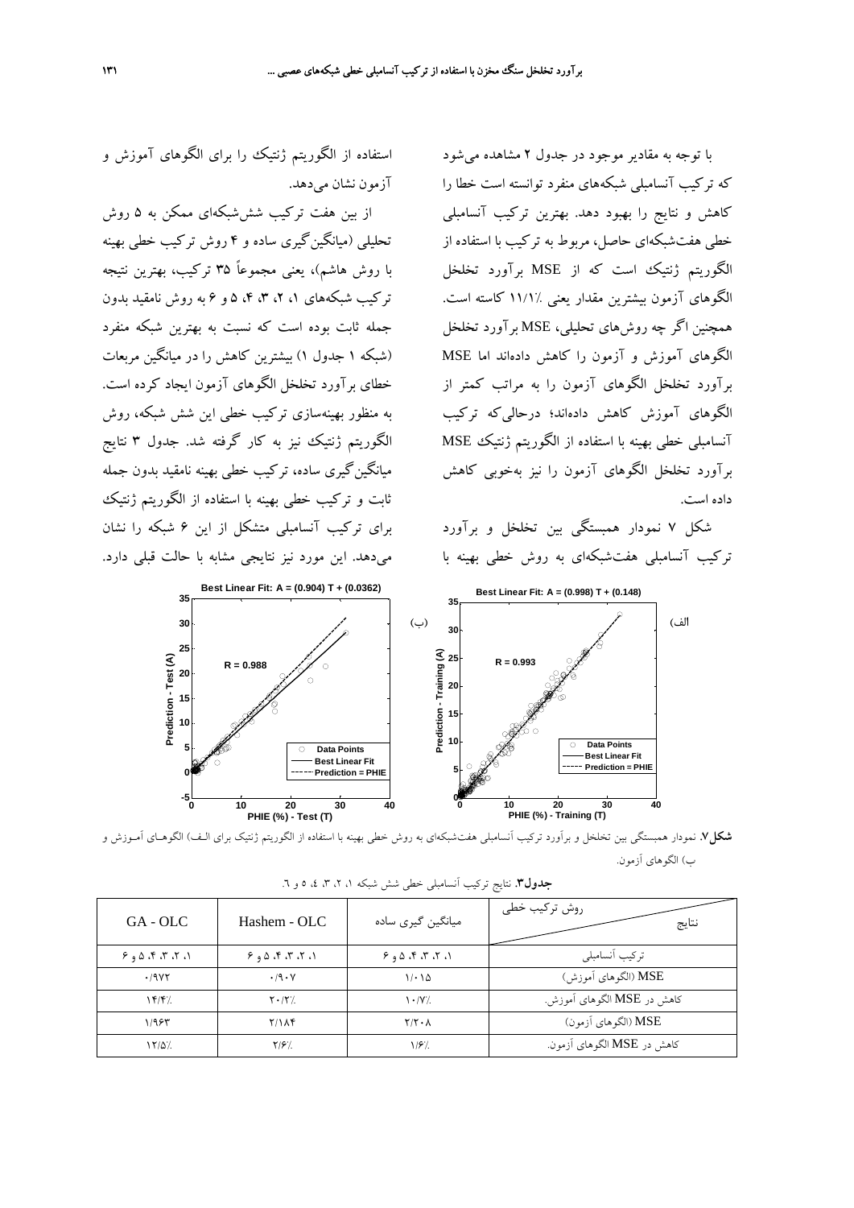با توجه به مقادیر موجود در جدول ۲ مشاهده می‌شود که ترکیب آنسامبلی شبکه‌های منفرد توانسته است خطا را کاهش و نتایج را بهبود دهد. بهترین ترکیب آنسامبلی خطی هفت‌شبکه‌ای حاصل، مربوط به ترکیب با استفاده از الگوریتم ژنتیک است که از MSE برآورد تخلخل الگوهای آزمون بیشترین مقدار یعنی ۱۱/۱٪ کاسته است. همچنین اگر چه روش‌های تحلیلی، MSE برآورد تخلخل الگوهای آموزش و آزمون را کاهش داده‌اند اما MSE برآورد تخلخل الگوهای آزمون را به مراتب کمتر از الگوهای آموزش کاهش داده‌اند؛ درحالی‌که ترکیب آنسامبلی خطی بهینه با استفاده از الگوریتم ژنتیک MSE برآورد تخلخل الگوهای آزمون را نیز به‌خوبی کاهش داده است.

شکل ۷ نمودار همبستگی بین تخلخل و برآورد ترکیب آنسامبلی هفت‌شبکه‌ای به روش خطی بهینه با استفاده از الگوریتم ژنتیک را برای الگوهای آموزش و آزمون نشان می‌دهد.

از بین هفت ترکیب شش‌شبکه‌ای ممکن به ۵ روش تحلیلی (میانگین‌گیری ساده و ۴ روش ترکیب خطی بهینه با روش هاشم)، یعنی مجموعاً ۳۵ ترکیب، بهترین نتیجه ترکیب شبکه‌های ۱، ۲، ۳، ۴، ۵ و ۶ به روش نامقید بدون جمله ثابت بوده است که نسبت به بهترین شبکه منفرد (شبکه ۱ جدول ۱) بیشترین کاهش را در میانگین مربعات خطای برآورد تخلخل الگوهای آزمون ایجاد کرده است. به منظور بهینه‌سازی ترکیب خطی این شش شبکه، روش الگوریتم ژنتیک نیز به کار گرفته شد. جدول ۳ نتایج میانگین‌گیری ساده، ترکیب خطی بهینه نامقید بدون جمله ثابت و ترکیب خطی بهینه با استفاده از الگوریتم ژنتیک برای ترکیب آنسامبلی متشکل از این ۶ شبکه را نشان می‌دهد. این مورد نیز نتایجی مشابه با حالت قبلی دارد.

**شکل۷.** نمودار همبستگی بین تخلخل و برآورد ترکیب آنسامبلی هفت‌شبکه‌ای به روش خطی بهینه با استفاده از الگوریتم ژنتیک برای الف) الگوهای آموزش و ب) الگوهای آزمون.

**جدول۳.** نتایج ترکیب آنسامبلی خطی شش شبکه ۱، ۲، ۳، ۴، ۵ و ۶.

| روش ترکیب خطی / نتایج | میانگین گیری ساده | Hashem - OLC | GA - OLC |
|---|---|---|---|
| ترکیب آنسامبلی | ۱، ۲، ۳، ۴، ۵ و ۶ | ۱، ۲، ۳، ۴، ۵ و ۶ | ۱، ۲، ۳، ۴، ۵ و ۶ |
| MSE (الگوهای آموزش) | ۱/۰۱۵ | ۰/۹۰۷ | ۰/۹۷۲ |
| کاهش در MSE الگوهای آموزش. | ۱۰/۷٪ | ۲۰/۲٪ | ۱۴/۴٪ |
| MSE (الگوهای آزمون) | ۲/۲۰۸ | ۲/۱۸۴ | ۱/۹۶۳ |
| کاهش در MSE الگوهای آزمون. | ۱/۶٪ | ۲/۶٪ | ۱۲/۵٪ |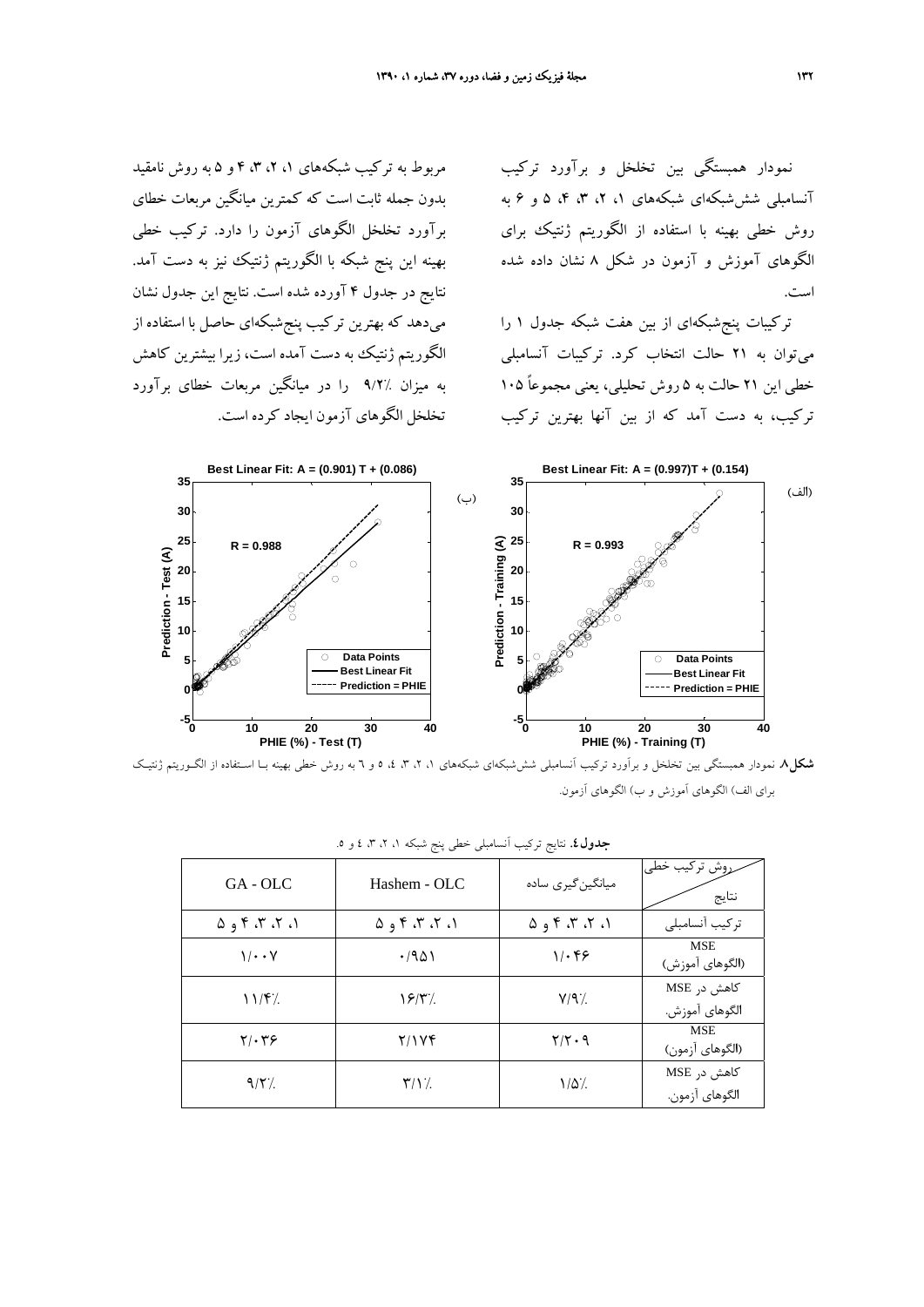نمودار همبستگی بین تخلخل و برآورد ترکیب آنسامبلی شش‌شبکه‌ای شبکه‌های ۱، ۲، ۳، ۴، ۵ و ۶ به روش خطی بهینه با استفاده از الگوریتم ژنتیک برای الگوهای آموزش و آزمون در شکل ۸ نشان داده شده است.

ترکیبات پنج‌شبکه‌ای از بین هفت شبکه جدول ۱ را می‌توان به ۲۱ حالت انتخاب کرد. ترکیبات آنسامبلی خطی این ۲۱ حالت به ۵ روش تحلیلی، یعنی مجموعاً ۱۰۵ ترکیب، به دست آمد که از بین آنها بهترین ترکیب مربوط به ترکیب شبکه‌های ۱، ۲، ۳، ۴ و ۵ به روش نامقید بدون جمله ثابت است که کمترین میانگین مربعات خطای برآورد تخلخل الگوهای آزمون را دارد. ترکیب خطی بهینه این پنج شبکه با الگوریتم ژنتیک نیز به دست آمد. نتایج در جدول ۴ آورده شده است. نتایج این جدول نشان می‌دهد که بهترین ترکیب پنج‌شبکه‌ای حاصل با استفاده از الگوریتم ژنتیک به دست آمده است، زیرا بیشترین کاهش به میزان ٪۹/۲ را در میانگین مربعات خطای برآورد تخلخل الگوهای آزمون ایجاد کرده است.

**شکل۸.** نمودار همبستگی بین تخلخل و برآورد ترکیب آنسامبلی شش‌شبکه‌ای شبکه‌های ۱، ۲، ۳، ٤، ۵ و ٦ به روش خطی بهینه بـا اسـتفاده از الگـوریتم ژنتیـک برای الف) الگوهای آموزش و ب) الگوهای آزمون.

**جدول٤.** نتایج ترکیب آنسامبلی خطی پنج شبکه ۱، ۲، ۳، ٤ و ۵.

| روش ترکیب خطی / نتایج | میانگین‌گیری ساده | Hashem - OLC | GA - OLC |
|---|---|---|---|
| ترکیب آنسامبلی | ۱، ۲، ۳، ۴ و ۵ | ۱، ۲، ۳، ۴ و ۵ | ۱، ۲، ۳، ۴ و ۵ |
| MSE (الگوهای آموزش) | ۱/۰۴۶ | ۰/۹۵۱ | ۱/۰۰۷ |
| کاهش در MSE الگوهای آموزش. | ٪۷/۹ | ٪۱۶/۳ | ٪۱۱/۴ |
| MSE (الگوهای آزمون) | ۲/۲۰۹ | ۲/۱۷۴ | ۲/۰۳۶ |
| کاهش در MSE الگوهای آزمون. | ٪۱/۵ | ٪۳/۱ | ٪۹/۲ |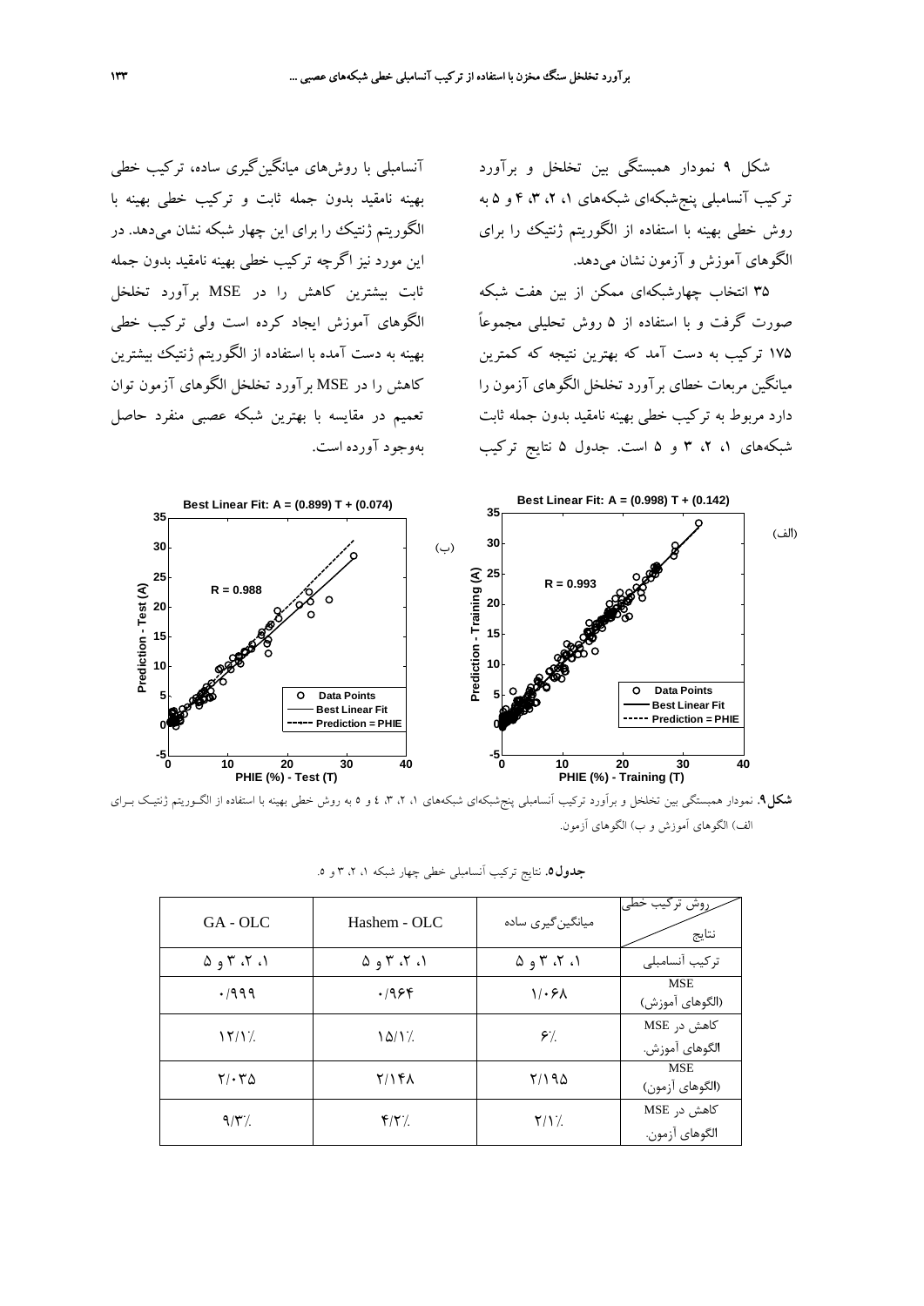شکل ۹ نمودار همبستگی بین تخلخل و برآورد ترکیب آنسامبلی پنج‌شبکه‌ای شبکه‌های ۱، ۲، ۳، ۴ و ۵ به روش خطی بهینه با استفاده از الگوریتم ژنتیک را برای الگوهای آموزش و آزمون نشان می‌دهد.

۳۵ انتخاب چهارشبکه‌ای ممکن از بین هفت شبکه صورت گرفت و با استفاده از ۵ روش تحلیلی مجموعاً ۱۷۵ ترکیب به دست آمد که بهترین نتیجه که کمترین میانگین مربعات خطای برآورد تخلخل الگوهای آزمون را دارد مربوط به ترکیب خطی بهینه نامقید بدون جمله ثابت شبکه‌های ۱، ۲، ۳ و ۵ است. جدول ۵ نتایج ترکیب آنسامبلی با روش‌های میانگین‌گیری ساده، ترکیب خطی بهینه نامقید بدون جمله ثابت و ترکیب خطی بهینه با الگوریتم ژنتیک را برای این چهار شبکه نشان می‌دهد. در این مورد نیز اگرچه ترکیب خطی بهینه نامقید بدون جمله ثابت بیشترین کاهش را در MSE برآورد تخلخل الگوهای آموزش ایجاد کرده است ولی ترکیب خطی بهینه به دست آمده با استفاده از الگوریتم ژنتیک بیشترین کاهش را در MSE برآورد تخلخل الگوهای آزمون توان تعمیم در مقایسه با بهترین شبکه عصبی منفرد حاصل به‌وجود آورده است.

**شکل۹.** نمودار همبستگی بین تخلخل و برآورد ترکیب آنسامبلی پنج‌شبکه‌ای شبکه‌های ۱، ۲، ۳، ٤ و ۵ به روش خطی بهینه با استفاده از الگوریتم ژنتیک برای الف) الگوهای آموزش و ب) الگوهای آزمون.

**جدول۵.** نتایج ترکیب آنسامبلی خطی چهار شبکه ۱، ۲، ۳ و ۵.

| روش ترکیب خطی / نتایج | میانگین‌گیری ساده | Hashem - OLC | GA - OLC |
|---|---|---|---|
| ترکیب آنسامبلی | ۱، ۲، ۳ و ۵ | ۱، ۲، ۳ و ۵ | ۱، ۲، ۳ و ۵ |
| MSE (الگوهای آموزش) | ۱/۰۶۸ | ۰/۹۶۴ | ۰/۹۹۹ |
| کاهش در MSE الگوهای آموزش. | ۶٪ | ۱۵/۱٪ | ۱۲/۱٪ |
| MSE (الگوهای آزمون) | ۲/۱۹۵ | ۲/۱۴۸ | ۲/۰۳۵ |
| کاهش در MSE الگوهای آزمون. | ۲/۱٪ | ۴/۲٪ | ۹/۳٪ |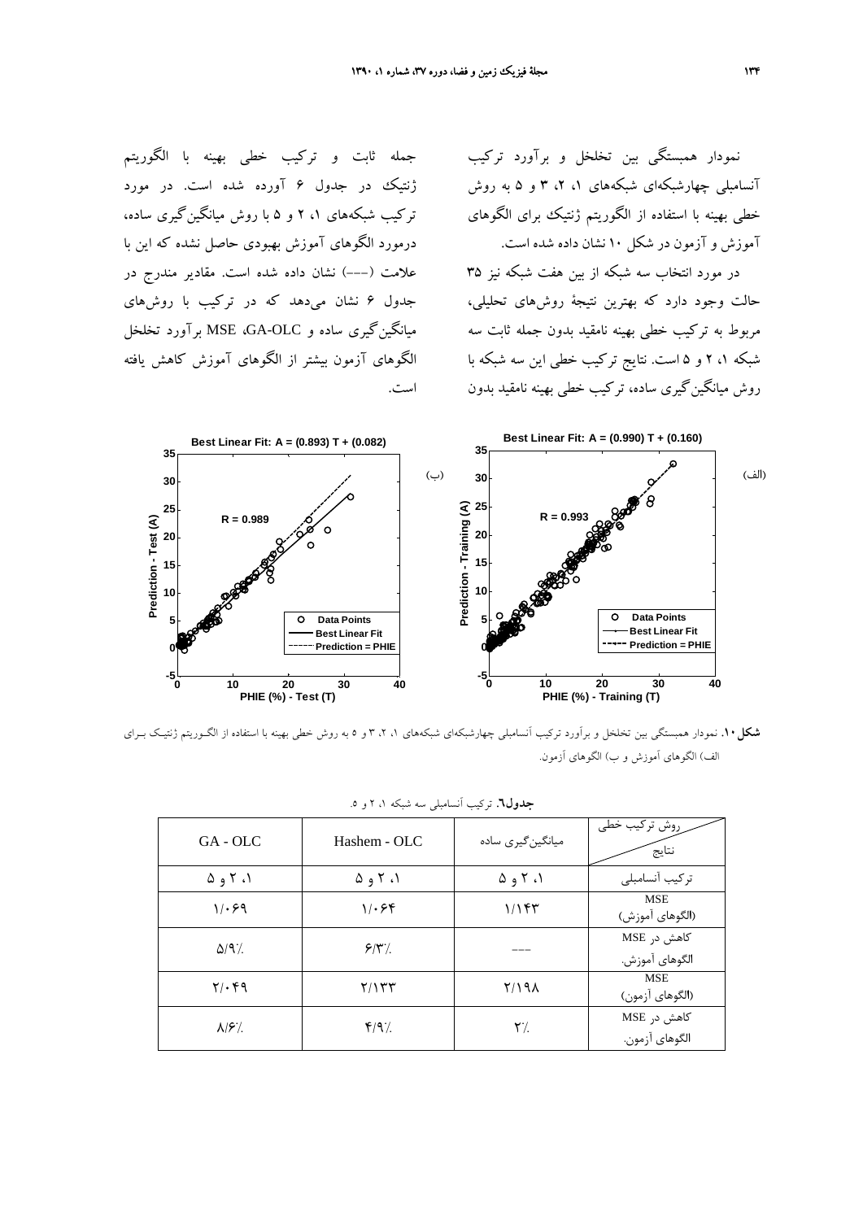نمودار همبستگی بین تخلخل و برآورد ترکیب آنسامبلی چهارشبکه‌ای شبکه‌های ۱، ۲، ۳ و ۵ به روش خطی بهینه با استفاده از الگوریتم ژنتیک برای الگوهای آموزش و آزمون در شکل ۱۰ نشان داده شده است.

در مورد انتخاب سه شبکه از بین هفت شبکه نیز ۳۵ حالت وجود دارد که بهترین نتیجهٔ روش‌های تحلیلی، مربوط به ترکیب خطی بهینه نامقید بدون جمله ثابت سه شبکه ۱، ۲ و ۵ است. نتایج ترکیب خطی این سه شبکه با روش میانگین‌گیری ساده، ترکیب خطی بهینه نامقید بدون جمله ثابت و ترکیب خطی بهینه با الگوریتم ژنتیک در جدول ۶ آورده شده است. در مورد ترکیب شبکه‌های ۱، ۲ و ۵ با روش میانگین‌گیری ساده، درمورد الگوهای آموزش بهبودی حاصل نشده که این با علامت (---) نشان داده شده است. مقادیر مندرج در جدول ۶ نشان می‌دهد که در ترکیب با روش‌های میانگین‌گیری ساده و GA-OLC، MSE برآورد تخلخل الگوهای آزمون بیشتر از الگوهای آموزش کاهش یافته است.

**شکل ۱۰.** نمودار همبستگی بین تخلخل و برآورد ترکیب آنسامبلی چهارشبکه‌ای شبکه‌های ۱، ۲، ۳ و ۵ به روش خطی بهینه با استفاده از الگوریتم ژنتیک برای الف) الگوهای آموزش و ب) الگوهای آزمون.

**جدول۶.** ترکیب آنسامبلی سه شبکه ۱، ۲ و ۵.

| روش ترکیب خطی / نتایج | میانگین‌گیری ساده | Hashem - OLC | GA - OLC |
|---|---|---|---|
| ترکیب آنسامبلی | ۱، ۲ و ۵ | ۱، ۲ و ۵ | ۱، ۲ و ۵ |
| MSE (الگوهای آموزش) | ۱/۱۴۳ | ۱/۰۶۴ | ۱/۰۶۹ |
| کاهش در MSE الگوهای آموزش. | --- | ۶/۳٪ | ۵/۹٪ |
| MSE (الگوهای آزمون) | ۲/۱۹۸ | ۲/۱۳۳ | ۲/۰۴۹ |
| کاهش در MSE الگوهای آزمون. | ۲٪ | ۴/۹٪ | ۸/۶٪ |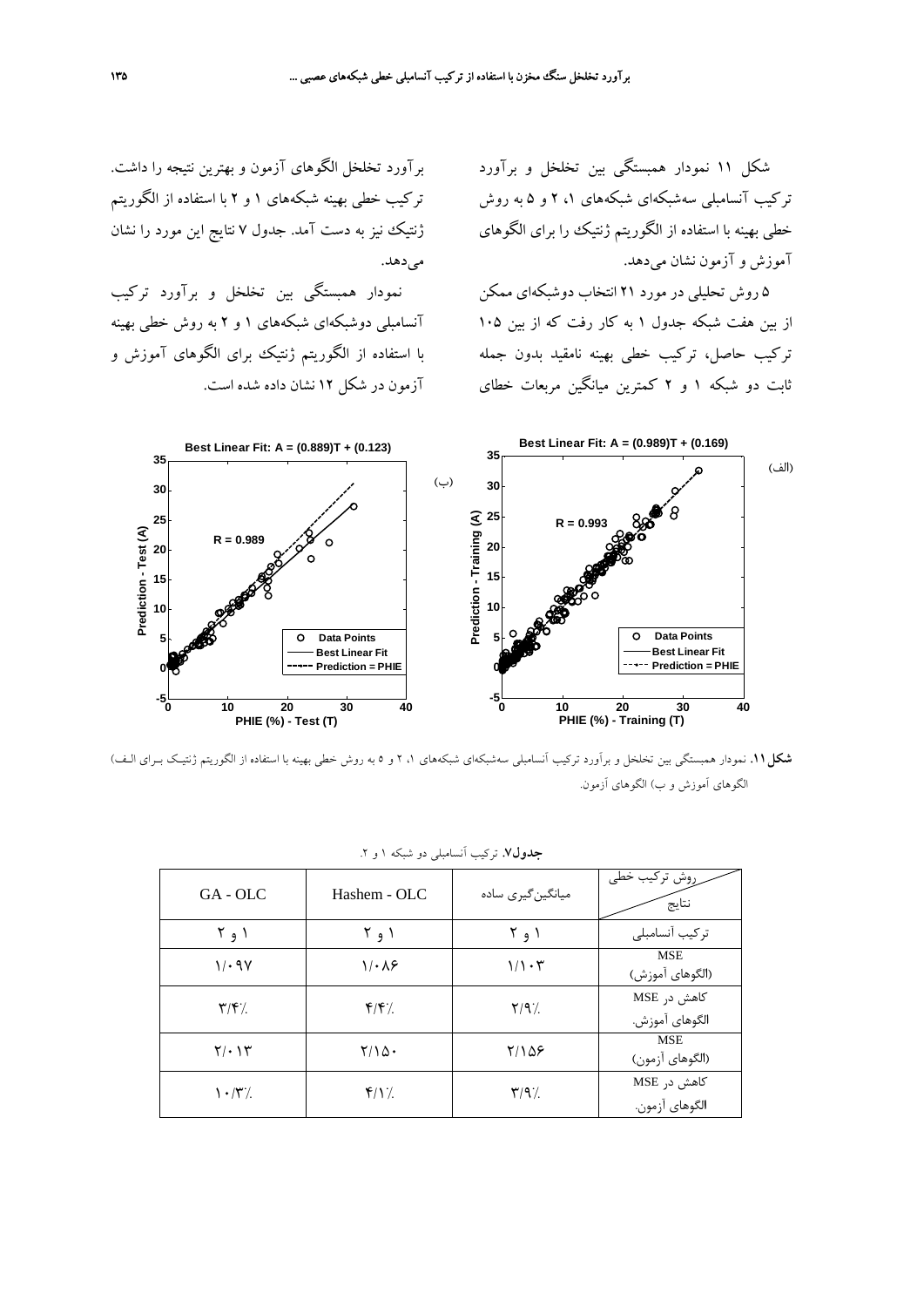شکل ۱۱ نمودار همبستگی بین تخلخل و برآورد ترکیب آنسامبلی سه‌شبکه‌ای شبکه‌های ۱، ۲ و ۵ به روش خطی بهینه با استفاده از الگوریتم ژنتیک را برای الگوهای آموزش و آزمون نشان می‌دهد.

۵ روش تحلیلی در مورد ۲۱ انتخاب دوشبکه‌ای ممکن از بین هفت شبکه جدول ۱ به کار رفت که از بین ۱۰۵ ترکیب حاصل، ترکیب خطی بهینه نامقید بدون جمله ثابت دو شبکه ۱ و ۲ کمترین میانگین مربعات خطای برآورد تخلخل الگوهای آزمون و بهترین نتیجه را داشت. ترکیب خطی بهینه شبکه‌های ۱ و ۲ با استفاده از الگوریتم ژنتیک نیز به دست آمد. جدول ۷ نتایج این مورد را نشان می‌دهد.

نمودار همبستگی بین تخلخل و برآورد ترکیب آنسامبلی دوشبکه‌ای شبکه‌های ۱ و ۲ به روش خطی بهینه با استفاده از الگوریتم ژنتیک برای الگوهای آموزش و آزمون در شکل ۱۲ نشان داده شده است.

**شکل ۱۱.** نمودار همبستگی بین تخلخل و برآورد ترکیب آنسامبلی سه‌شبکه‌ای شبکه‌های ۱، ۲ و ۵ به روش خطی بهینه با استفاده از الگوریتم ژنتیک بـرای الـف) الگوهای آموزش و ب) الگوهای آزمون.

**جدول۷.** ترکیب آنسامبلی دو شبکه ۱ و ۲.

| روش ترکیب خطی / نتایج | میانگین‌گیری ساده | Hashem - OLC | GA - OLC |
|---|---|---|---|
| ترکیب آنسامبلی | ۱ و ۲ | ۱ و ۲ | ۱ و ۲ |
| MSE (الگوهای آموزش) | ۱/۱۰۳ | ۱/۰۸۶ | ۱/۰۹۷ |
| کاهش در MSE الگوهای آموزش. | ۲/۹٪ | ۴/۴٪ | ۳/۴٪ |
| MSE (الگوهای آزمون) | ۲/۱۵۶ | ۲/۱۵۰ | ۲/۰۱۳ |
| کاهش در MSE الگوهای آزمون. | ۳/۹٪ | ۴/۱٪ | ۱۰/۳٪ |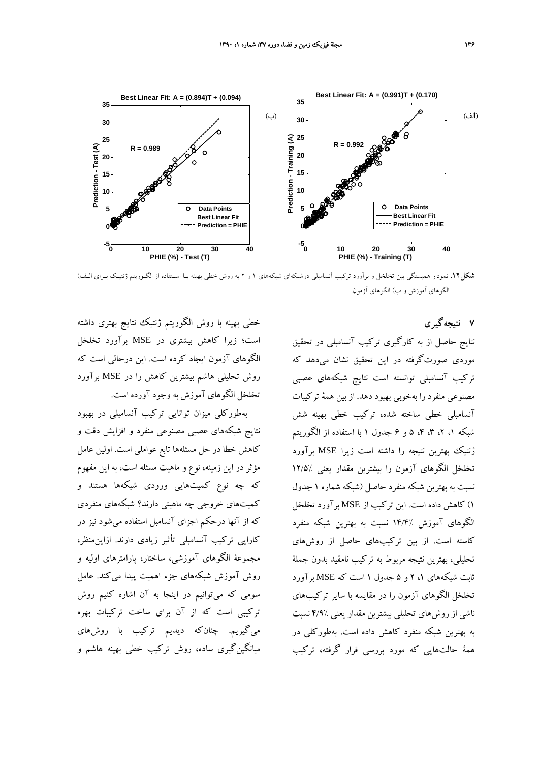**شکل ۱۲.** نمودار همبستگی بین تخلخل و برآورد ترکیب آنسامبلی دوشبکه‌ای شبکه‌های ۱ و ۲ به روش خطی بهینه بـا اسـتفاده از الگـوریتم ژنتیـک بـرای الـف) الگوهای آموزش و ب) الگوهای آزمون.

## ۷ نتیجه‌گیری

نتایج حاصل از به کارگیری ترکیب آنسامبلی در تحقیق موردی صورت‌گرفته در این تحقیق نشان می‌دهد که ترکیب آنسامبلی توانسته است نتایج شبکه‌های عصبی مصنوعی منفرد را به‌خوبی بهبود دهد. از بین همهٔ ترکیبات آنسامبلی خطی ساخته شده، ترکیب خطی بهینه شش شبکه ۱، ۲، ۳، ۴، ۵ و ۶ جدول ۱ با استفاده از الگوریتم ژنتیک بهترین نتیجه را داشته است زیرا MSE برآورد تخلخل الگوهای آزمون را بیشترین مقدار یعنی ٪۱۲/۵ نسبت به بهترین شبکه منفرد حاصل (شبکه شماره ۱ جدول ۱) کاهش داده است. این ترکیب از MSE برآورد تخلخل الگوهای آموزش ٪۱۴/۴ نسبت به بهترین شبکه منفرد کاسته است. از بین ترکیب‌های حاصل از روش‌های تحلیلی، بهترین نتیجه مربوط به ترکیب نامقید بدون جملهٔ ثابت شبکه‌های ۱، ۲ و ۵ جدول ۱ است که MSE برآورد تخلخل الگوهای آزمون را در مقایسه با سایر ترکیب‌های ناشی از روش‌های تحلیلی بیشترین مقدار یعنی ٪۴/۹ نسبت به بهترین شبکه منفرد کاهش داده است. به‌طورکلی در همهٔ حالت‌هایی که مورد بررسی قرار گرفته، ترکیب خطی بهینه با روش الگوریتم ژنتیک نتایج بهتری داشته است؛ زیرا کاهش بیشتری در MSE برآورد تخلخل الگوهای آزمون ایجاد کرده است. این درحالی است که روش تحلیلی هاشم بیشترین کاهش را در MSE برآورد تخلخل الگوهای آموزش به وجود آورده است.

به‌طورکلی میزان توانایی ترکیب آنسامبلی در بهبود نتایج شبکه‌های عصبی مصنوعی منفرد و افزایش دقت و کاهش خطا در حل مسئله‌ها تابع عواملی است. اولین عامل مؤثر در این زمینه، نوع و ماهیت مسئله است، به این مفهوم که چه نوع کمیت‌هایی ورودی شبکه‌ها هستند و کمیت‌های خروجی چه ماهیتی دارند؟ شبکه‌های منفردی که از آنها درحکم اجزای آنسامبل استفاده می‌شود نیز در کارایی ترکیب آنسامبلی تأثیر زیادی دارند. ازاین‌منظر، مجموعهٔ الگوهای آموزشی، ساختار، پارامترهای اولیه و روش آموزش شبکه‌های جزء اهمیت پیدا می‌کند. عامل سومی که می‌توانیم در اینجا به آن اشاره کنیم روش ترکیبی است که از آن برای ساخت ترکیبات بهره می‌گیریم. چنان‌که دیدیم ترکیب با روش‌های میانگین‌گیری ساده، روش ترکیب خطی بهینه هاشم و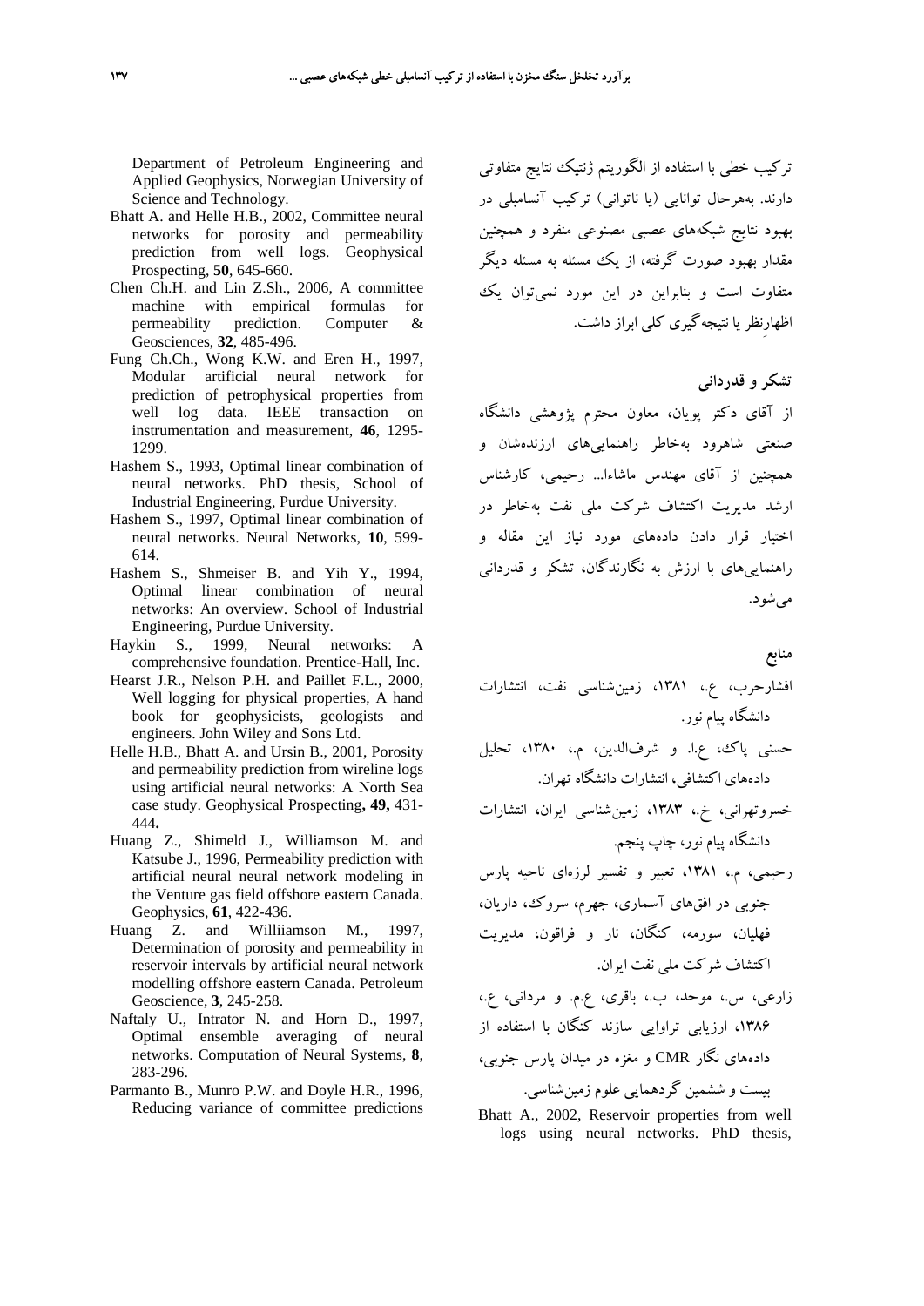ترکیب خطی با استفاده از الگوریتم ژنتیک نتایج متفاوتی دارند. به‌هرحال توانایی (یا ناتوانی) ترکیب آنسامبلی در بهبود نتایج شبکه‌های عصبی مصنوعی منفرد و همچنین مقدار بهبود صورت گرفته، از یک مسئله به مسئله دیگر متفاوت است و بنابراین در این مورد نمی‌توان یک اظهارنظر یا نتیجه‌گیری کلی ابراز داشت.

## تشکر و قدردانی

از آقای دکتر پویان، معاون محترم پژوهشی دانشگاه صنعتی شاهرود به‌خاطر راهنمایی‌های ارزنده‌شان و همچنین از آقای مهندس ماشاءا... رحیمی، کارشناس ارشد مدیریت اکتشاف شرکت ملی نفت به‌خاطر در اختیار قرار دادن داده‌های مورد نیاز این مقاله و راهنمایی‌های با ارزش به نگارندگان، تشکر و قدردانی می‌شود.

## منابع

افشارحرب، ع.، ۱۳۸۱، زمین‌شناسی نفت، انتشارات دانشگاه پیام نور.

حسنی پاک، ع.ا. و شرف‌الدین، م.، ۱۳۸۰، تحلیل داده‌های اکتشافی، انتشارات دانشگاه تهران.

خسروتهرانی، خ.، ۱۳۸۳، زمین‌شناسی ایران، انتشارات دانشگاه پیام نور، چاپ پنجم.

رحیمی، م.، ۱۳۸۱، تعبیر و تفسیر لرزه‌ای ناحیه پارس جنوبی در افق‌های آسماری، جهرم، سروک، داریان، فهلیان، سورمه، کنگان، نار و فراقون، مدیریت اکتشاف شرکت ملی نفت ایران.

زارعی، س.، موحد، ب.، باقری، ع.م. و مردانی، ع.، ۱۳۸۶، ارزیابی تراوایی سازند کنگان با استفاده از داده‌های نگار CMR و مغزه در میدان پارس جنوبی، بیست و ششمین گردهمایی علوم زمین‌شناسی.

Bhatt A., 2002, Reservoir properties from well logs using neural networks. PhD thesis, Department of Petroleum Engineering and Applied Geophysics, Norwegian University of Science and Technology.

Bhatt A. and Helle H.B., 2002, Committee neural networks for porosity and permeability prediction from well logs. Geophysical Prospecting, **50**, 645-660.

Chen Ch.H. and Lin Z.Sh., 2006, A committee machine with empirical formulas for permeability prediction. Computer & Geosciences, **32**, 485-496.

Fung Ch.Ch., Wong K.W. and Eren H., 1997, Modular artificial neural network for prediction of petrophysical properties from well log data. IEEE transaction on instrumentation and measurement, **46**, 1295-1299.

Hashem S., 1993, Optimal linear combination of neural networks. PhD thesis, School of Industrial Engineering, Purdue University.

Hashem S., 1997, Optimal linear combination of neural networks. Neural Networks, **10**, 599-614.

Hashem S., Shmeiser B. and Yih Y., 1994, Optimal linear combination of neural networks: An overview. School of Industrial Engineering, Purdue University.

Haykin S., 1999, Neural networks: A comprehensive foundation. Prentice-Hall, Inc.

Hearst J.R., Nelson P.H. and Paillet F.L., 2000, Well logging for physical properties, A hand book for geophysicists, geologists and engineers. John Wiley and Sons Ltd.

Helle H.B., Bhatt A. and Ursin B., 2001, Porosity and permeability prediction from wireline logs using artificial neural networks: A North Sea case study. Geophysical Prospecting**, 49,** 431-444**.**

Huang Z., Shimeld J., Williamson M. and Katsube J., 1996, Permeability prediction with artificial neural neural network modeling in the Venture gas field offshore eastern Canada. Geophysics, **61**, 422-436.

Huang Z. and Williiamson M., 1997, Determination of porosity and permeability in reservoir intervals by artificial neural network modelling offshore eastern Canada. Petroleum Geoscience, **3**, 245-258.

Naftaly U., Intrator N. and Horn D., 1997, Optimal ensemble averaging of neural networks. Computation of Neural Systems, **8**, 283-296.

Parmanto B., Munro P.W. and Doyle H.R., 1996, Reducing variance of committee predictions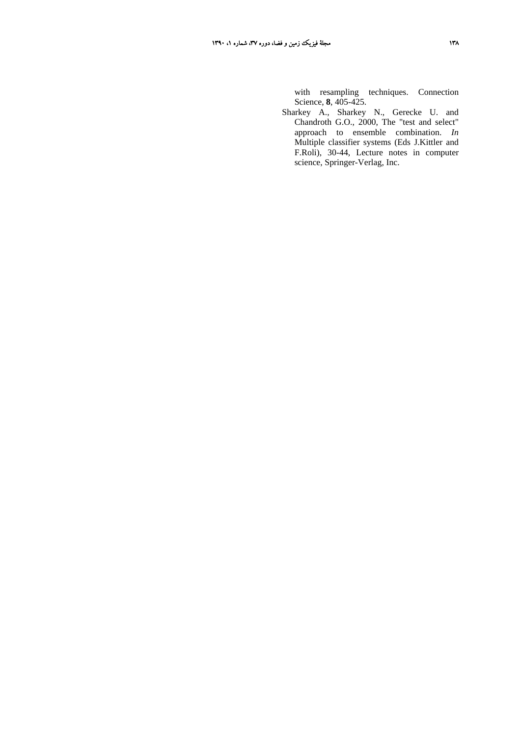with resampling techniques. Connection Science, **8**, 405-425.

Sharkey A., Sharkey N., Gerecke U. and Chandroth G.O., 2000, The "test and select" approach to ensemble combination. *In* Multiple classifier systems (Eds J.Kittler and F.Roli), 30-44, Lecture notes in computer science, Springer-Verlag, Inc.